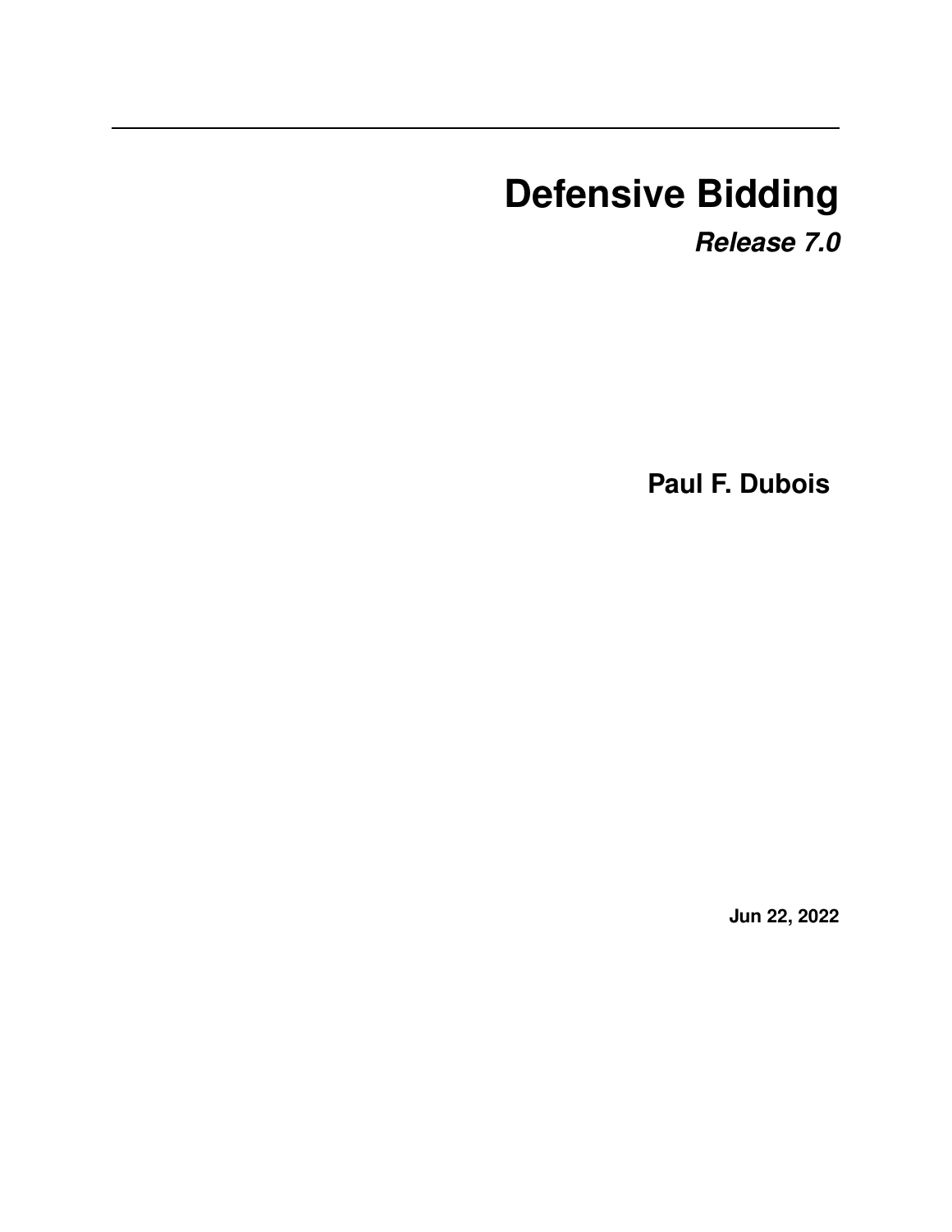# Defensive Bidding

***Release 7.0***

**Paul F. Dubois**

**Jun 22, 2022**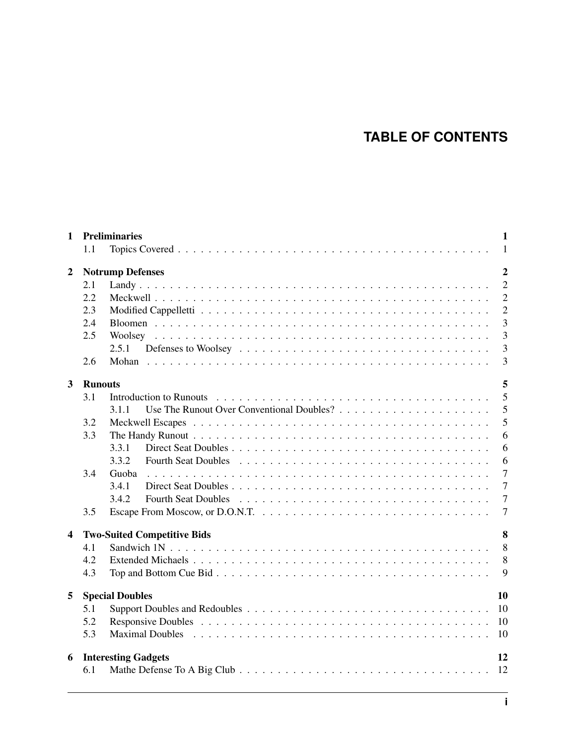# TABLE OF CONTENTS

**1 Preliminaries** — **1**
- 1.1 Topics Covered — 1

**2 Notrump Defenses** — **2**
- 2.1 Landy — 2
- 2.2 Meckwell — 2
- 2.3 Modified Cappelletti — 2
- 2.4 Bloomen — 3
- 2.5 Woolsey — 3
  - 2.5.1 Defenses to Woolsey — 3
- 2.6 Mohan — 3

**3 Runouts** — **5**
- 3.1 Introduction to Runouts — 5
  - 3.1.1 Use The Runout Over Conventional Doubles? — 5
- 3.2 Meckwell Escapes — 5
- 3.3 The Handy Runout — 6
  - 3.3.1 Direct Seat Doubles — 6
  - 3.3.2 Fourth Seat Doubles — 6
- 3.4 Guoba — 7
  - 3.4.1 Direct Seat Doubles — 7
  - 3.4.2 Fourth Seat Doubles — 7
- 3.5 Escape From Moscow, or D.O.N.T. — 7

**4 Two-Suited Competitive Bids** — **8**
- 4.1 Sandwich 1N — 8
- 4.2 Extended Michaels — 8
- 4.3 Top and Bottom Cue Bid — 9

**5 Special Doubles** — **10**
- 5.1 Support Doubles and Redoubles — 10
- 5.2 Responsive Doubles — 10
- 5.3 Maximal Doubles — 10

**6 Interesting Gadgets** — **12**
- 6.1 Mathe Defense To A Big Club — 12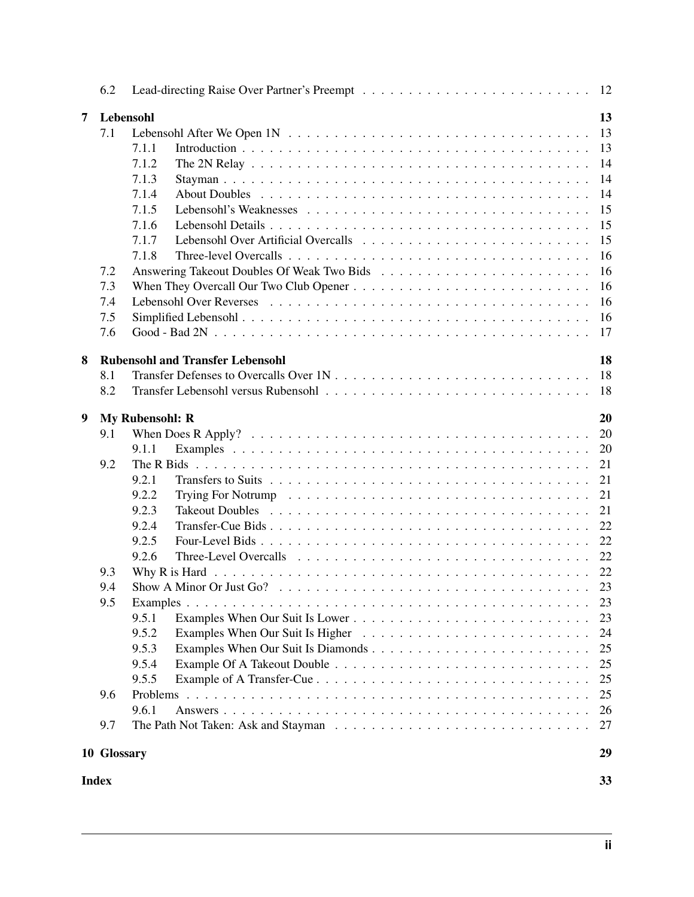6.2 Lead-directing Raise Over Partner's Preempt . . . 12

**7 Lebensohl** **13**

7.1 Lebensohl After We Open 1N . . . 13
- 7.1.1 Introduction . . . 13
- 7.1.2 The 2N Relay . . . 14
- 7.1.3 Stayman . . . 14
- 7.1.4 About Doubles . . . 14
- 7.1.5 Lebensohl's Weaknesses . . . 15
- 7.1.6 Lebensohl Details . . . 15
- 7.1.7 Lebensohl Over Artificial Overcalls . . . 15
- 7.1.8 Three-level Overcalls . . . 16

7.2 Answering Takeout Doubles Of Weak Two Bids . . . 16
7.3 When They Overcall Our Two Club Opener . . . 16
7.4 Lebensohl Over Reverses . . . 16
7.5 Simplified Lebensohl . . . 16
7.6 Good - Bad 2N . . . 17

**8 Rubensohl and Transfer Lebensohl** **18**

8.1 Transfer Defenses to Overcalls Over 1N . . . 18
8.2 Transfer Lebensohl versus Rubensohl . . . 18

**9 My Rubensohl: R** **20**

9.1 When Does R Apply? . . . 20
- 9.1.1 Examples . . . 20

9.2 The R Bids . . . 21
- 9.2.1 Transfers to Suits . . . 21
- 9.2.2 Trying For Notrump . . . 21
- 9.2.3 Takeout Doubles . . . 21
- 9.2.4 Transfer-Cue Bids . . . 22
- 9.2.5 Four-Level Bids . . . 22
- 9.2.6 Three-Level Overcalls . . . 22

9.3 Why R is Hard . . . 22
9.4 Show A Minor Or Just Go? . . . 23
9.5 Examples . . . 23
- 9.5.1 Examples When Our Suit Is Lower . . . 23
- 9.5.2 Examples When Our Suit Is Higher . . . 24
- 9.5.3 Examples When Our Suit Is Diamonds . . . 25
- 9.5.4 Example Of A Takeout Double . . . 25
- 9.5.5 Example of A Transfer-Cue . . . 25

9.6 Problems . . . 25
- 9.6.1 Answers . . . 26

9.7 The Path Not Taken: Ask and Stayman . . . 27

**10 Glossary** **29**

**Index** **33**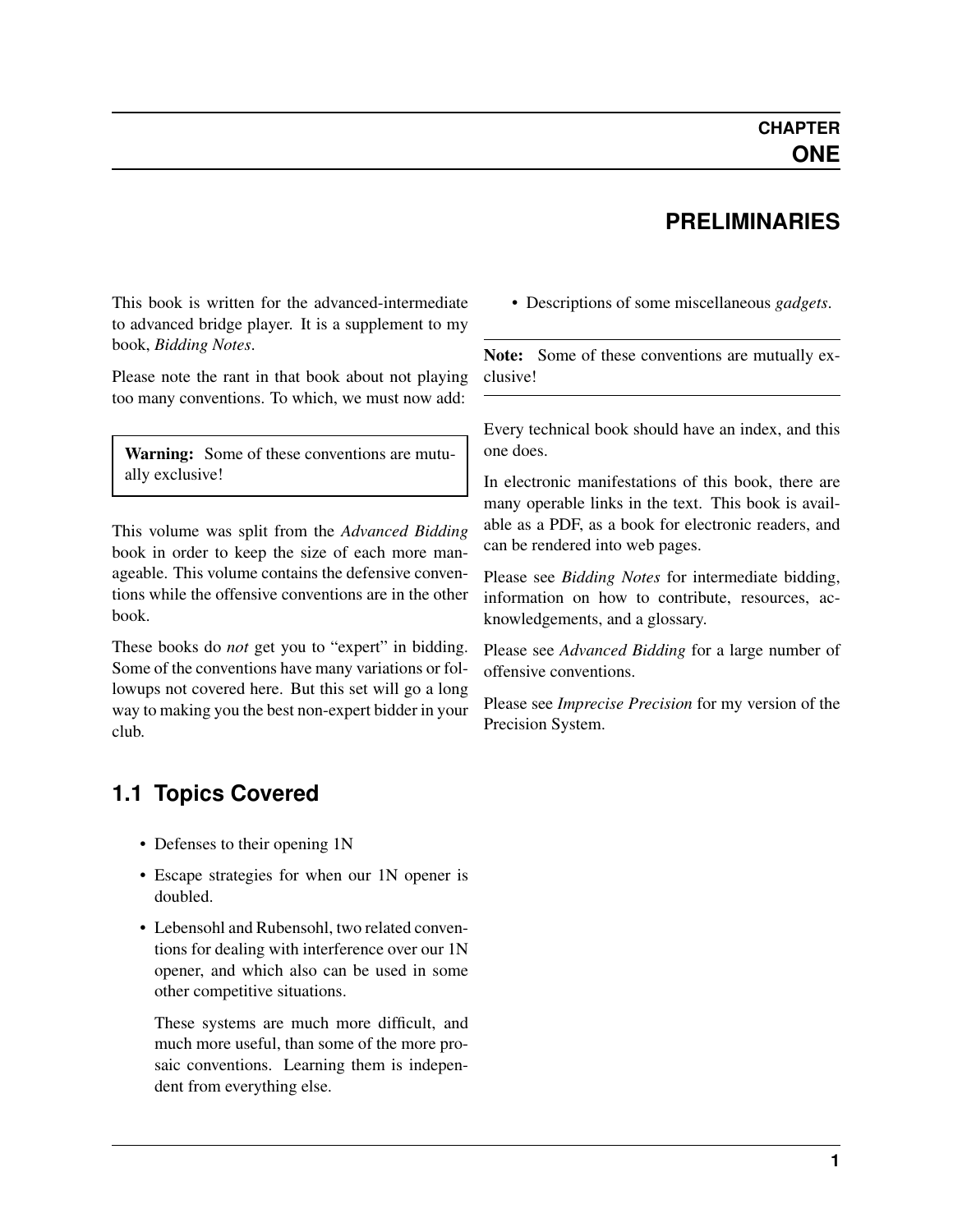# CHAPTER ONE

# PRELIMINARIES

This book is written for the advanced-intermediate to advanced bridge player. It is a supplement to my book, *Bidding Notes*.

Please note the rant in that book about not playing too many conventions. To which, we must now add:

> **Warning:** Some of these conventions are mutually exclusive!

This volume was split from the *Advanced Bidding* book in order to keep the size of each more manageable. This volume contains the defensive conventions while the offensive conventions are in the other book.

These books do *not* get you to "expert" in bidding. Some of the conventions have many variations or followups not covered here. But this set will go a long way to making you the best non-expert bidder in your club.

## 1.1 Topics Covered

- Defenses to their opening 1N
- Escape strategies for when our 1N opener is doubled.
- Lebensohl and Rubensohl, two related conventions for dealing with interference over our 1N opener, and which also can be used in some other competitive situations.

  These systems are much more difficult, and much more useful, than some of the more prosaic conventions. Learning them is independent from everything else.
- Descriptions of some miscellaneous *gadgets*.

---

**Note:** Some of these conventions are mutually exclusive!

---

Every technical book should have an index, and this one does.

In electronic manifestations of this book, there are many operable links in the text. This book is available as a PDF, as a book for electronic readers, and can be rendered into web pages.

Please see *Bidding Notes* for intermediate bidding, information on how to contribute, resources, acknowledgements, and a glossary.

Please see *Advanced Bidding* for a large number of offensive conventions.

Please see *Imprecise Precision* for my version of the Precision System.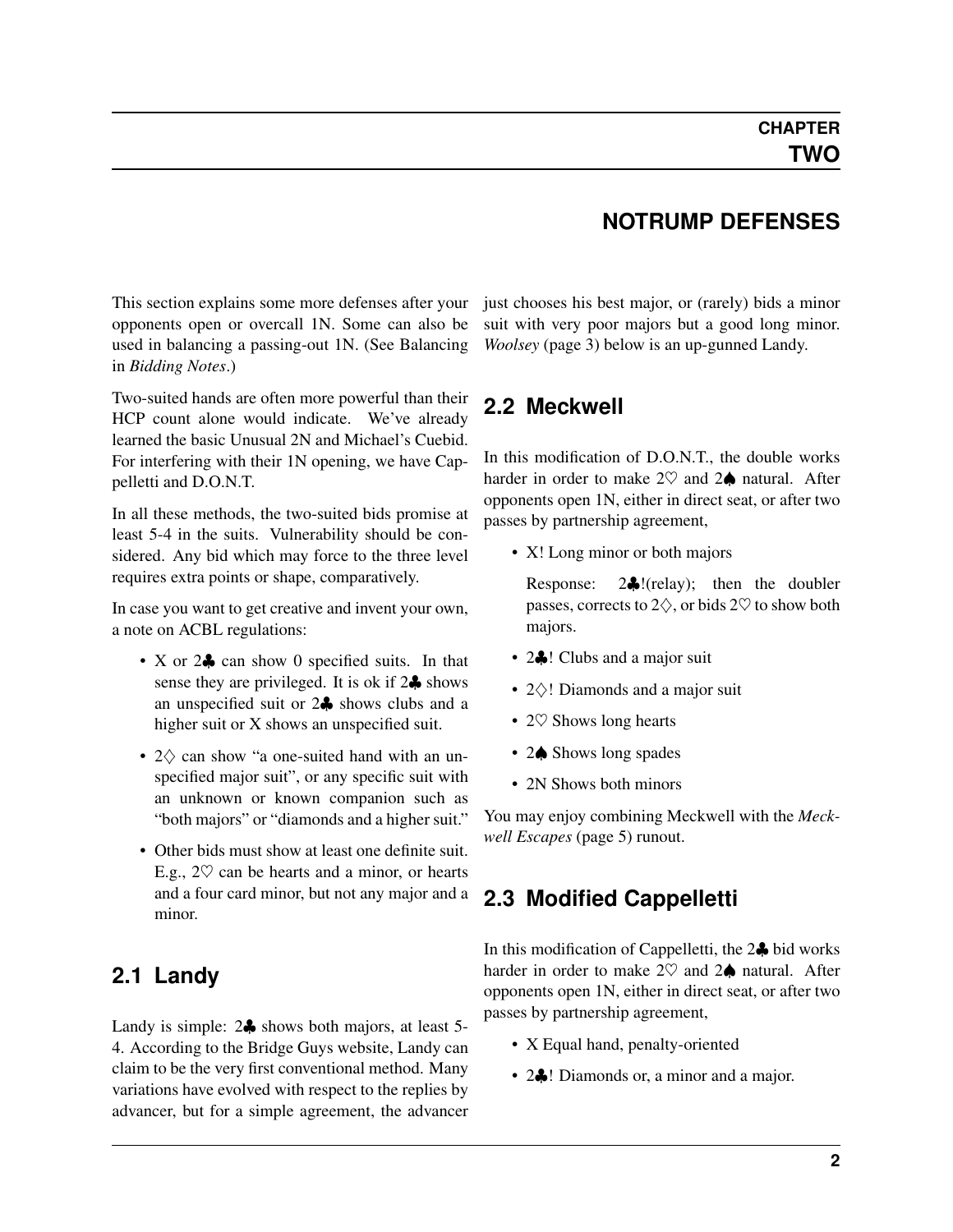# CHAPTER TWO

# NOTRUMP DEFENSES

This section explains some more defenses after your opponents open or overcall 1N. Some can also be used in balancing a passing-out 1N. (See Balancing in *Bidding Notes*.)

Two-suited hands are often more powerful than their HCP count alone would indicate. We've already learned the basic Unusual 2N and Michael's Cuebid. For interfering with their 1N opening, we have Cappelletti and D.O.N.T.

In all these methods, the two-suited bids promise at least 5-4 in the suits. Vulnerability should be considered. Any bid which may force to the three level requires extra points or shape, comparatively.

In case you want to get creative and invent your own, a note on ACBL regulations:

- X or 2♣ can show 0 specified suits. In that sense they are privileged. It is ok if 2♣ shows an unspecified suit or 2♣ shows clubs and a higher suit or X shows an unspecified suit.
- 2♢ can show "a one-suited hand with an unspecified major suit", or any specific suit with an unknown or known companion such as "both majors" or "diamonds and a higher suit."
- Other bids must show at least one definite suit. E.g., 2♡ can be hearts and a minor, or hearts and a four card minor, but not any major and a minor.

## 2.1 Landy

Landy is simple: 2♣ shows both majors, at least 5-4. According to the Bridge Guys website, Landy can claim to be the very first conventional method. Many variations have evolved with respect to the replies by advancer, but for a simple agreement, the advancer just chooses his best major, or (rarely) bids a minor suit with very poor majors but a good long minor. *Woolsey* (page 3) below is an up-gunned Landy.

## 2.2 Meckwell

In this modification of D.O.N.T., the double works harder in order to make 2♡ and 2♠ natural. After opponents open 1N, either in direct seat, or after two passes by partnership agreement,

- X! Long minor or both majors

  Response: 2♣!(relay); then the doubler passes, corrects to 2♢, or bids 2♡ to show both majors.

- 2♣! Clubs and a major suit
- 2♢! Diamonds and a major suit
- 2♡ Shows long hearts
- 2♠ Shows long spades
- 2N Shows both minors

You may enjoy combining Meckwell with the *Meckwell Escapes* (page 5) runout.

## 2.3 Modified Cappelletti

In this modification of Cappelletti, the 2♣ bid works harder in order to make 2♡ and 2♠ natural. After opponents open 1N, either in direct seat, or after two passes by partnership agreement,

- X Equal hand, penalty-oriented
- 2♣! Diamonds or, a minor and a major.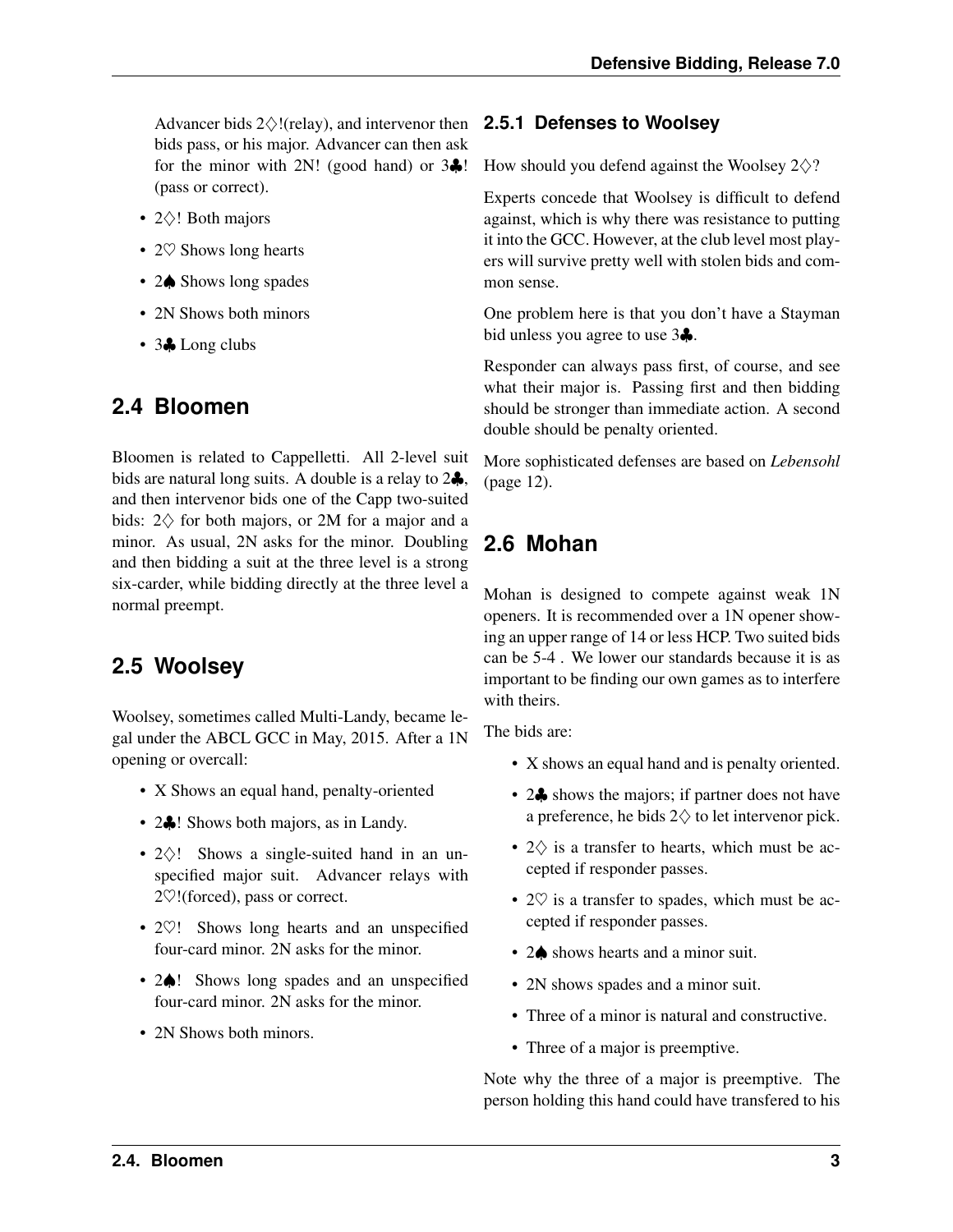Advancer bids 2♢!(relay), and intervenor then bids pass, or his major. Advancer can then ask for the minor with 2N! (good hand) or 3♣! (pass or correct).

- 2♢! Both majors
- 2♡ Shows long hearts
- 2♠ Shows long spades
- 2N Shows both minors
- 3♣ Long clubs

## 2.4 Bloomen

Bloomen is related to Cappelletti. All 2-level suit bids are natural long suits. A double is a relay to 2♣, and then intervenor bids one of the Capp two-suited bids: 2♢ for both majors, or 2M for a major and a minor. As usual, 2N asks for the minor. Doubling and then bidding a suit at the three level is a strong six-carder, while bidding directly at the three level a normal preempt.

## 2.5 Woolsey

Woolsey, sometimes called Multi-Landy, became legal under the ABCL GCC in May, 2015. After a 1N opening or overcall:

- X Shows an equal hand, penalty-oriented
- 2♣! Shows both majors, as in Landy.
- 2♢! Shows a single-suited hand in an unspecified major suit. Advancer relays with 2♡!(forced), pass or correct.
- 2♡! Shows long hearts and an unspecified four-card minor. 2N asks for the minor.
- 2♠! Shows long spades and an unspecified four-card minor. 2N asks for the minor.
- 2N Shows both minors.

### 2.5.1 Defenses to Woolsey

How should you defend against the Woolsey 2♢?

Experts concede that Woolsey is difficult to defend against, which is why there was resistance to putting it into the GCC. However, at the club level most players will survive pretty well with stolen bids and common sense.

One problem here is that you don't have a Stayman bid unless you agree to use 3♣.

Responder can always pass first, of course, and see what their major is. Passing first and then bidding should be stronger than immediate action. A second double should be penalty oriented.

More sophisticated defenses are based on *Lebensohl* (page 12).

## 2.6 Mohan

Mohan is designed to compete against weak 1N openers. It is recommended over a 1N opener showing an upper range of 14 or less HCP. Two suited bids can be 5-4 . We lower our standards because it is as important to be finding our own games as to interfere with theirs.

The bids are:

- X shows an equal hand and is penalty oriented.
- 2♣ shows the majors; if partner does not have a preference, he bids 2♢ to let intervenor pick.
- 2♢ is a transfer to hearts, which must be accepted if responder passes.
- 2♡ is a transfer to spades, which must be accepted if responder passes.
- 2♠ shows hearts and a minor suit.
- 2N shows spades and a minor suit.
- Three of a minor is natural and constructive.
- Three of a major is preemptive.

Note why the three of a major is preemptive. The person holding this hand could have transfered to his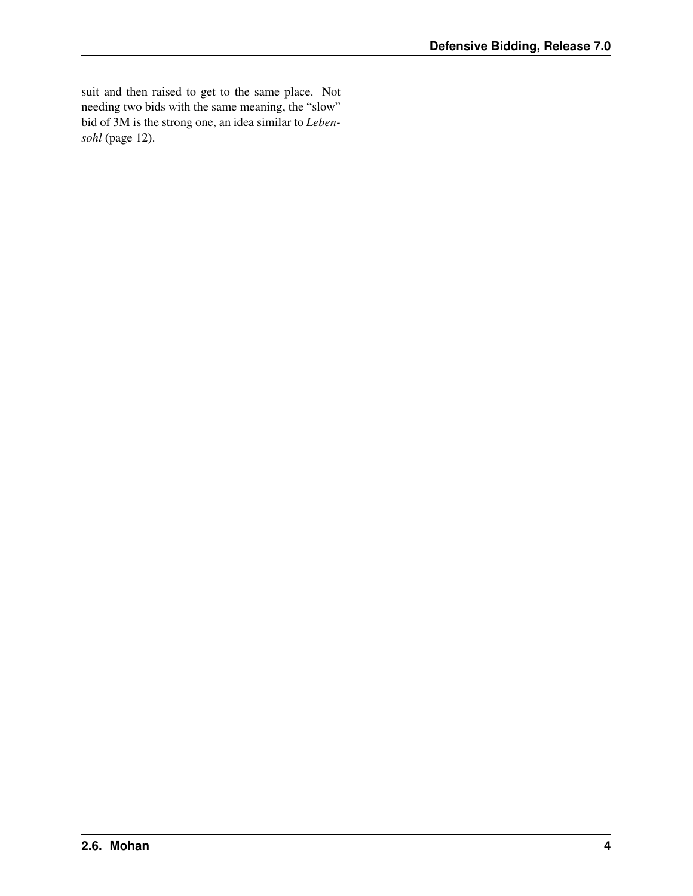suit and then raised to get to the same place. Not needing two bids with the same meaning, the “slow” bid of 3M is the strong one, an idea similar to *Lebensohl* (page 12).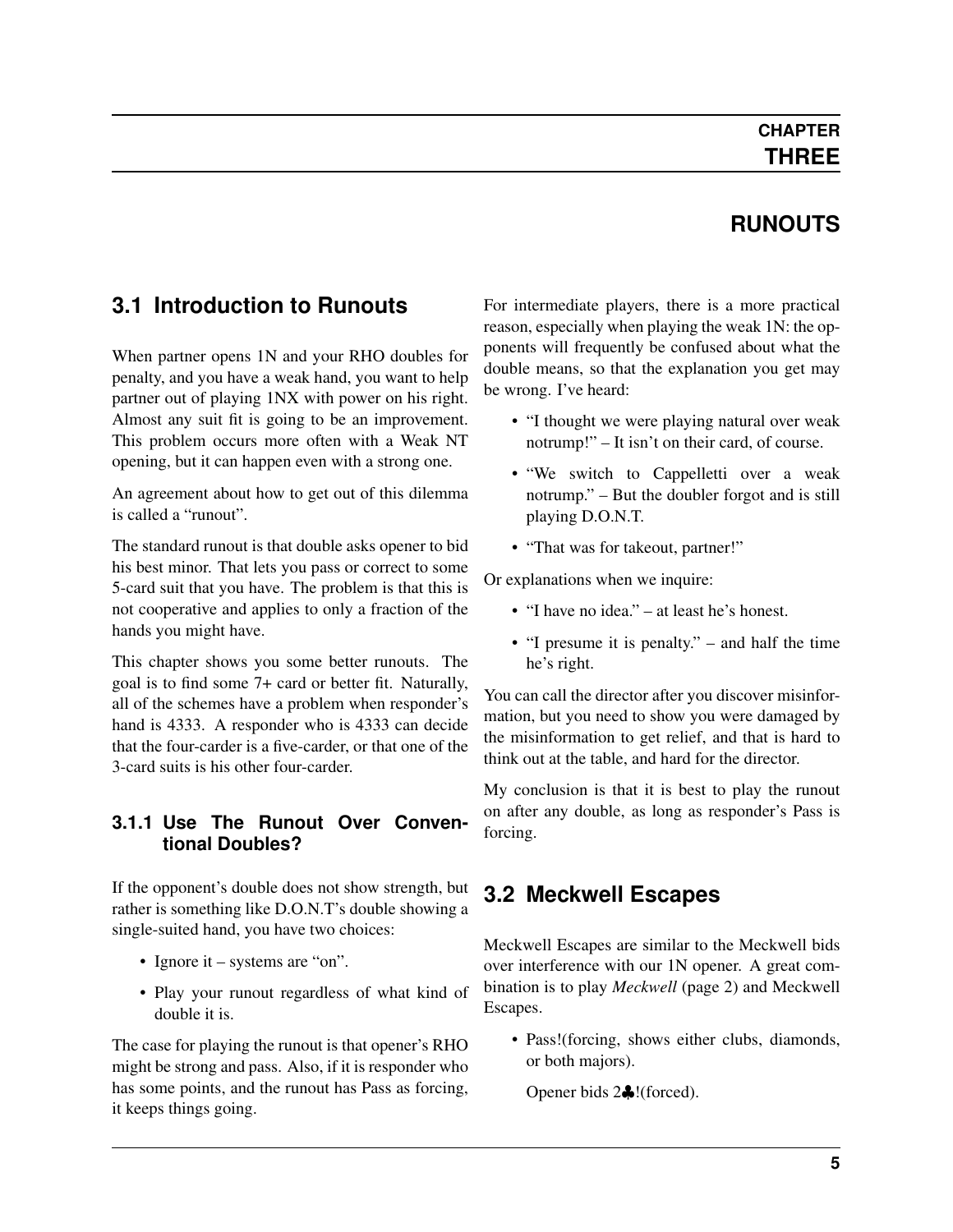# CHAPTER THREE

# RUNOUTS

## 3.1 Introduction to Runouts

When partner opens 1N and your RHO doubles for penalty, and you have a weak hand, you want to help partner out of playing 1NX with power on his right. Almost any suit fit is going to be an improvement. This problem occurs more often with a Weak NT opening, but it can happen even with a strong one.

An agreement about how to get out of this dilemma is called a "runout".

The standard runout is that double asks opener to bid his best minor. That lets you pass or correct to some 5-card suit that you have. The problem is that this is not cooperative and applies to only a fraction of the hands you might have.

This chapter shows you some better runouts. The goal is to find some 7+ card or better fit. Naturally, all of the schemes have a problem when responder's hand is 4333. A responder who is 4333 can decide that the four-carder is a five-carder, or that one of the 3-card suits is his other four-carder.

### 3.1.1 Use The Runout Over Conventional Doubles?

If the opponent's double does not show strength, but rather is something like D.O.N.T's double showing a single-suited hand, you have two choices:

- Ignore it – systems are "on".
- Play your runout regardless of what kind of double it is.

The case for playing the runout is that opener's RHO might be strong and pass. Also, if it is responder who has some points, and the runout has Pass as forcing, it keeps things going.

For intermediate players, there is a more practical reason, especially when playing the weak 1N: the opponents will frequently be confused about what the double means, so that the explanation you get may be wrong. I've heard:

- "I thought we were playing natural over weak notrump!" – It isn't on their card, of course.
- "We switch to Cappelletti over a weak notrump." – But the doubler forgot and is still playing D.O.N.T.
- "That was for takeout, partner!"

Or explanations when we inquire:

- "I have no idea." – at least he's honest.
- "I presume it is penalty." – and half the time he's right.

You can call the director after you discover misinformation, but you need to show you were damaged by the misinformation to get relief, and that is hard to think out at the table, and hard for the director.

My conclusion is that it is best to play the runout on after any double, as long as responder's Pass is forcing.

## 3.2 Meckwell Escapes

Meckwell Escapes are similar to the Meckwell bids over interference with our 1N opener. A great combination is to play *Meckwell* (page 2) and Meckwell Escapes.

- Pass!(forcing, shows either clubs, diamonds, or both majors).

  Opener bids 2♣!(forced).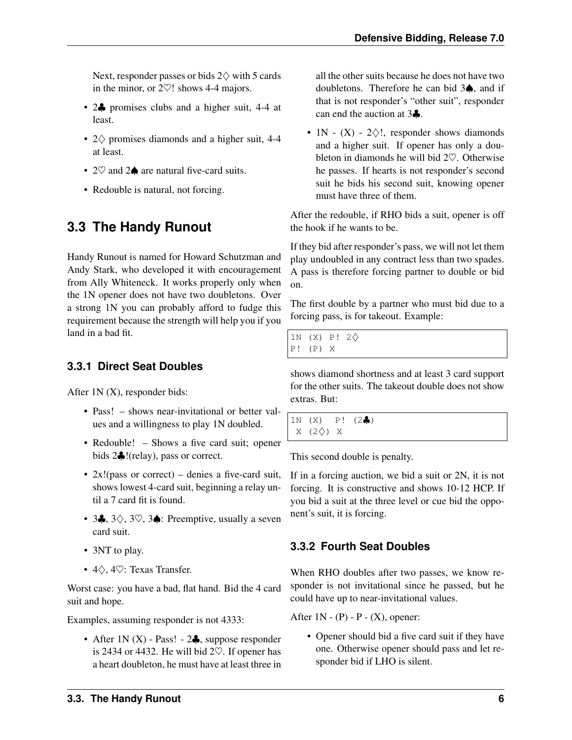Next, responder passes or bids 2♢ with 5 cards in the minor, or 2♡! shows 4-4 majors.

- 2♣ promises clubs and a higher suit, 4-4 at least.
- 2♢ promises diamonds and a higher suit, 4-4 at least.
- 2♡ and 2♠ are natural five-card suits.
- Redouble is natural, not forcing.

## 3.3 The Handy Runout

Handy Runout is named for Howard Schutzman and Andy Stark, who developed it with encouragement from Ally Whiteneck. It works properly only when the 1N opener does not have two doubletons. Over a strong 1N you can probably afford to fudge this requirement because the strength will help you if you land in a bad fit.

### 3.3.1 Direct Seat Doubles

After 1N (X), responder bids:

- Pass! – shows near-invitational or better values and a willingness to play 1N doubled.
- Redouble! – Shows a five card suit; opener bids 2♣!(relay), pass or correct.
- 2x!(pass or correct) – denies a five-card suit, shows lowest 4-card suit, beginning a relay until a 7 card fit is found.
- 3♣, 3♢, 3♡, 3♠: Preemptive, usually a seven card suit.
- 3NT to play.
- 4♢, 4♡: Texas Transfer.

Worst case: you have a bad, flat hand. Bid the 4 card suit and hope.

Examples, assuming responder is not 4333:

- After 1N (X) - Pass! - 2♣, suppose responder is 2434 or 4432. He will bid 2♡. If opener has a heart doubleton, he must have at least three in all the other suits because he does not have two doubletons. Therefore he can bid 3♠, and if that is not responder's "other suit", responder can end the auction at 3♣.
- 1N - (X) - 2♢!, responder shows diamonds and a higher suit. If opener has only a doubleton in diamonds he will bid 2♡. Otherwise he passes. If hearts is not responder's second suit he bids his second suit, knowing opener must have three of them.

After the redouble, if RHO bids a suit, opener is off the hook if he wants to be.

If they bid after responder's pass, we will not let them play undoubled in any contract less than two spades. A pass is therefore forcing partner to double or bid on.

The first double by a partner who must bid due to a forcing pass, is for takeout. Example:

```
1N (X) P! 2♢
P! (P) X
```

shows diamond shortness and at least 3 card support for the other suits. The takeout double does not show extras. But:

```
1N (X)  P! (2♣)
 X (2♢) X
```

This second double is penalty.

If in a forcing auction, we bid a suit or 2N, it is not forcing. It is constructive and shows 10-12 HCP. If you bid a suit at the three level or cue bid the opponent's suit, it is forcing.

### 3.3.2 Fourth Seat Doubles

When RHO doubles after two passes, we know responder is not invitational since he passed, but he could have up to near-invitational values.

After 1N - (P) - P - (X), opener:

- Opener should bid a five card suit if they have one. Otherwise opener should pass and let responder bid if LHO is silent.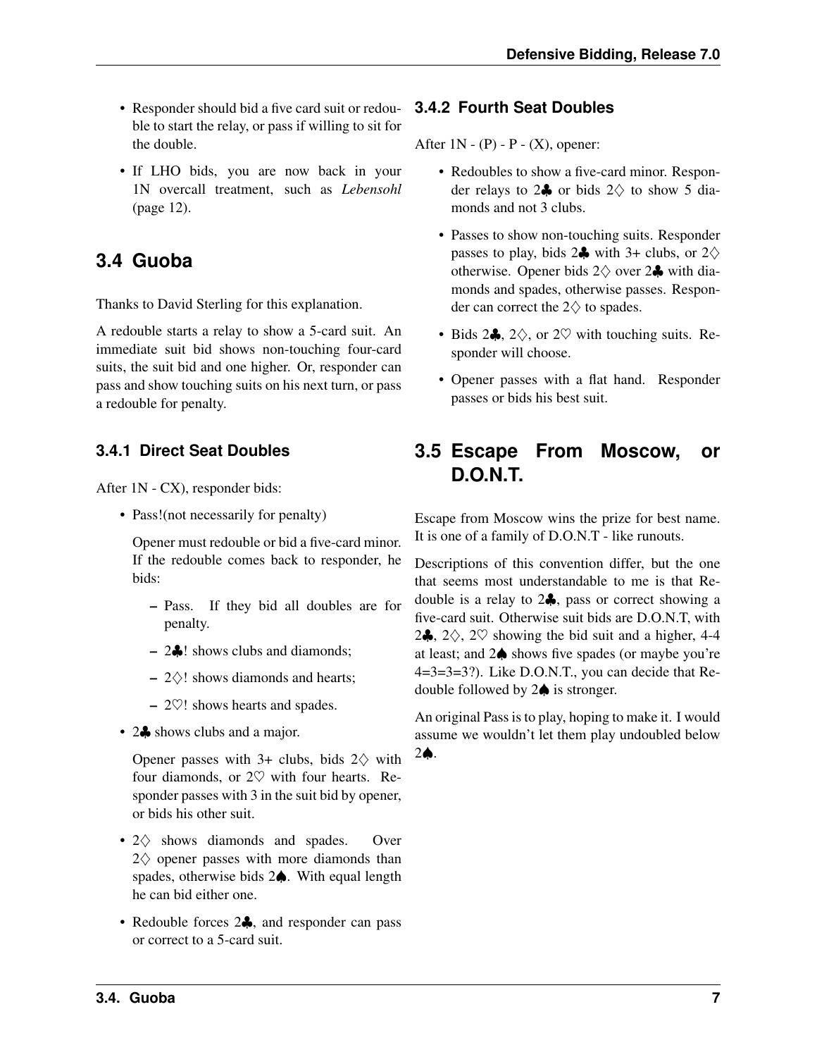- Responder should bid a five card suit or redouble to start the relay, or pass if willing to sit for the double.
- If LHO bids, you are now back in your 1N overcall treatment, such as *Lebensohl* (page 12).

## 3.4 Guoba

Thanks to David Sterling for this explanation.

A redouble starts a relay to show a 5-card suit. An immediate suit bid shows non-touching four-card suits, the suit bid and one higher. Or, responder can pass and show touching suits on his next turn, or pass a redouble for penalty.

### 3.4.1 Direct Seat Doubles

After 1N - CX), responder bids:

- Pass!(not necessarily for penalty)

  Opener must redouble or bid a five-card minor. If the redouble comes back to responder, he bids:

  – Pass. If they bid all doubles are for penalty.

  – 2♣! shows clubs and diamonds;

  – 2♢! shows diamonds and hearts;

  – 2♡! shows hearts and spades.

- 2♣ shows clubs and a major.

  Opener passes with 3+ clubs, bids 2♢ with four diamonds, or 2♡ with four hearts. Responder passes with 3 in the suit bid by opener, or bids his other suit.

- 2♢ shows diamonds and spades. Over 2♢ opener passes with more diamonds than spades, otherwise bids 2♠. With equal length he can bid either one.

- Redouble forces 2♣, and responder can pass or correct to a 5-card suit.

### 3.4.2 Fourth Seat Doubles

After 1N - (P) - P - (X), opener:

- Redoubles to show a five-card minor. Responder relays to 2♣ or bids 2♢ to show 5 diamonds and not 3 clubs.
- Passes to show non-touching suits. Responder passes to play, bids 2♣ with 3+ clubs, or 2♢ otherwise. Opener bids 2♢ over 2♣ with diamonds and spades, otherwise passes. Responder can correct the 2♢ to spades.
- Bids 2♣, 2♢, or 2♡ with touching suits. Responder will choose.
- Opener passes with a flat hand. Responder passes or bids his best suit.

## 3.5 Escape From Moscow, or D.O.N.T.

Escape from Moscow wins the prize for best name. It is one of a family of D.O.N.T - like runouts.

Descriptions of this convention differ, but the one that seems most understandable to me is that Redouble is a relay to 2♣, pass or correct showing a five-card suit. Otherwise suit bids are D.O.N.T, with 2♣, 2♢, 2♡ showing the bid suit and a higher, 4-4 at least; and 2♠ shows five spades (or maybe you're 4=3=3=3?). Like D.O.N.T., you can decide that Redouble followed by 2♠ is stronger.

An original Pass is to play, hoping to make it. I would assume we wouldn't let them play undoubled below 2♠.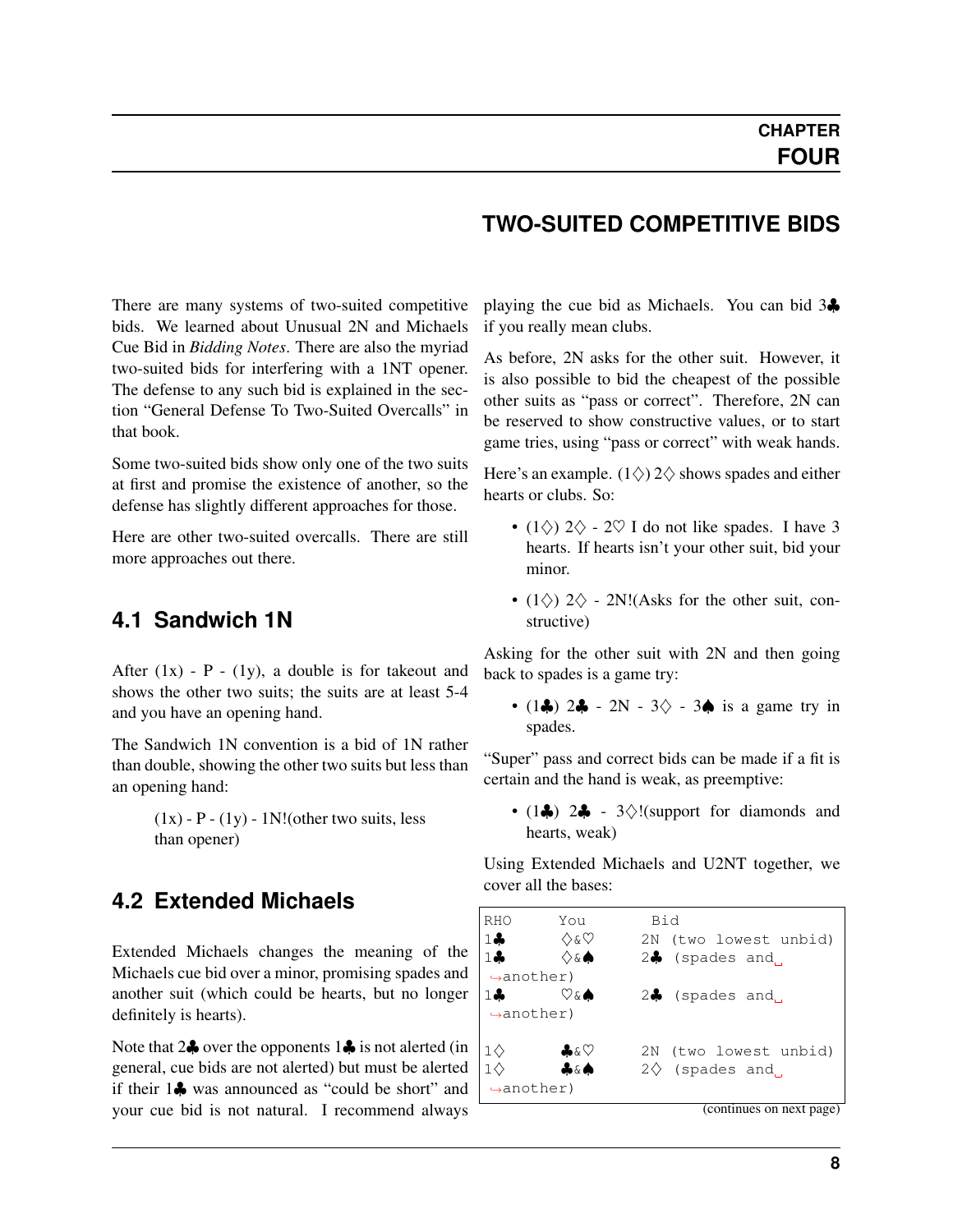# CHAPTER FOUR

## TWO-SUITED COMPETITIVE BIDS

There are many systems of two-suited competitive bids. We learned about Unusual 2N and Michaels Cue Bid in *Bidding Notes*. There are also the myriad two-suited bids for interfering with a 1NT opener. The defense to any such bid is explained in the section "General Defense To Two-Suited Overcalls" in that book.

Some two-suited bids show only one of the two suits at first and promise the existence of another, so the defense has slightly different approaches for those.

Here are other two-suited overcalls. There are still more approaches out there.

## 4.1 Sandwich 1N

After (1x) - P - (1y), a double is for takeout and shows the other two suits; the suits are at least 5-4 and you have an opening hand.

The Sandwich 1N convention is a bid of 1N rather than double, showing the other two suits but less than an opening hand:

> (1x) - P - (1y) - 1N!(other two suits, less than opener)

## 4.2 Extended Michaels

Extended Michaels changes the meaning of the Michaels cue bid over a minor, promising spades and another suit (which could be hearts, but no longer definitely is hearts).

Note that 2♣ over the opponents 1♣ is not alerted (in general, cue bids are not alerted) but must be alerted if their 1♣ was announced as "could be short" and your cue bid is not natural. I recommend always playing the cue bid as Michaels. You can bid 3♣ if you really mean clubs.

As before, 2N asks for the other suit. However, it is also possible to bid the cheapest of the possible other suits as "pass or correct". Therefore, 2N can be reserved to show constructive values, or to start game tries, using "pass or correct" with weak hands.

Here's an example. (1♢) 2♢ shows spades and either hearts or clubs. So:

- (1♢) 2♢ - 2♡ I do not like spades. I have 3 hearts. If hearts isn't your other suit, bid your minor.
- (1♢) 2♢ - 2N!(Asks for the other suit, constructive)

Asking for the other suit with 2N and then going back to spades is a game try:

- (1♣) 2♣ - 2N - 3♢ - 3♠ is a game try in spades.

"Super" pass and correct bids can be made if a fit is certain and the hand is weak, as preemptive:

- (1♣) 2♣ - 3♢!(support for diamonds and hearts, weak)

Using Extended Michaels and U2NT together, we cover all the bases:

| RHO | You | Bid |
|---|---|---|
| 1♣ | ♢&♡ | 2N (two lowest unbid) |
| 1♣ | ♢&♠ | 2♣ (spades and another) |
| 1♣ | ♡&♠ | 2♣ (spades and another) |
| | | |
| 1♢ | ♣&♡ | 2N (two lowest unbid) |
| 1♢ | ♣&♠ | 2♢ (spades and another) |

(continues on next page)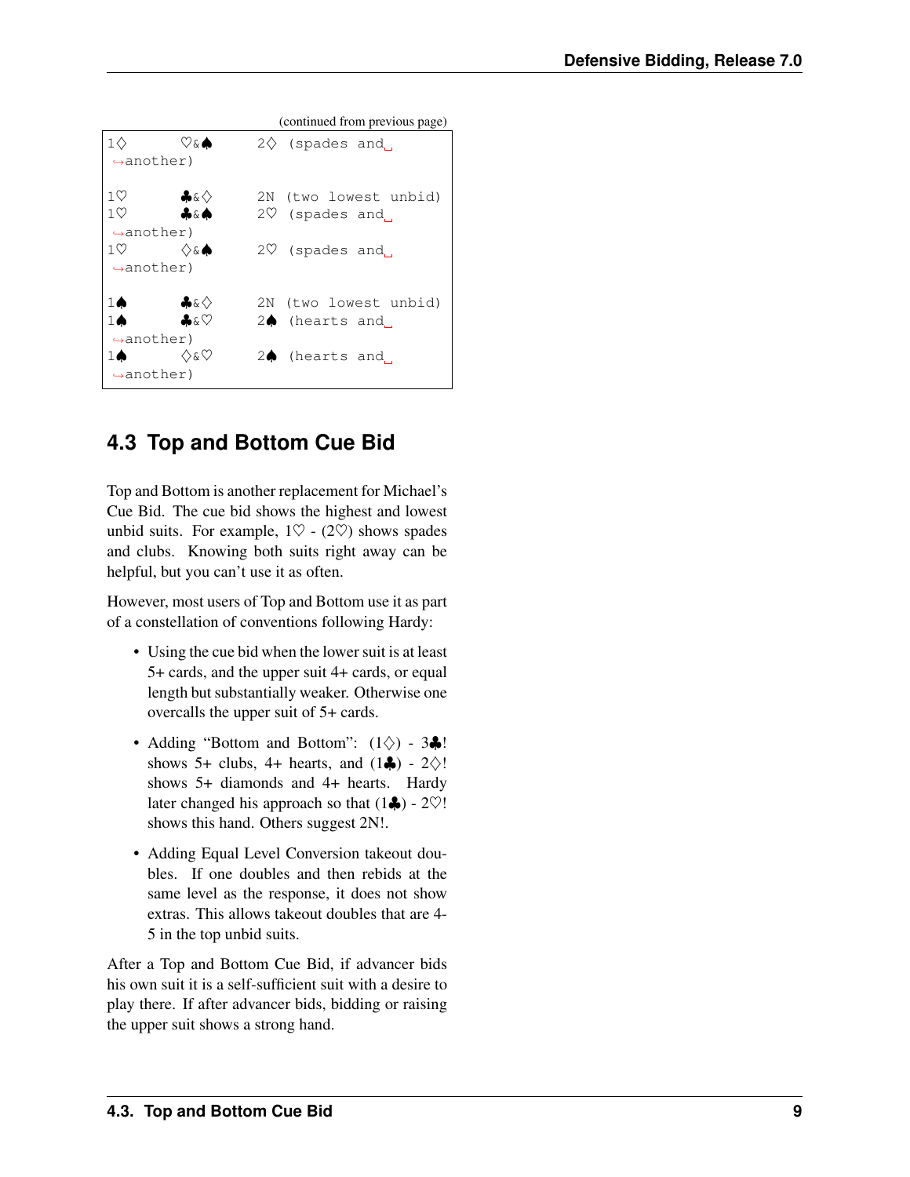(continued from previous page)

```
1♢       ♡&♠      2♢ (spades and another)

1♡       ♣&♢      2N (two lowest unbid)
1♡       ♣&♠      2♡ (spades and another)
1♡       ♢&♠      2♡ (spades and another)

1♠       ♣&♢      2N (two lowest unbid)
1♠       ♣&♡      2♠ (hearts and another)
1♠       ♢&♡      2♠ (hearts and another)
```

## 4.3 Top and Bottom Cue Bid

Top and Bottom is another replacement for Michael's Cue Bid. The cue bid shows the highest and lowest unbid suits. For example, 1♡ - (2♡) shows spades and clubs. Knowing both suits right away can be helpful, but you can't use it as often.

However, most users of Top and Bottom use it as part of a constellation of conventions following Hardy:

- Using the cue bid when the lower suit is at least 5+ cards, and the upper suit 4+ cards, or equal length but substantially weaker. Otherwise one overcalls the upper suit of 5+ cards.
- Adding "Bottom and Bottom": (1♢) - 3♣! shows 5+ clubs, 4+ hearts, and (1♣) - 2♢! shows 5+ diamonds and 4+ hearts. Hardy later changed his approach so that (1♣) - 2♡! shows this hand. Others suggest 2N!.
- Adding Equal Level Conversion takeout doubles. If one doubles and then rebids at the same level as the response, it does not show extras. This allows takeout doubles that are 4-5 in the top unbid suits.

After a Top and Bottom Cue Bid, if advancer bids his own suit it is a self-sufficient suit with a desire to play there. If after advancer bids, bidding or raising the upper suit shows a strong hand.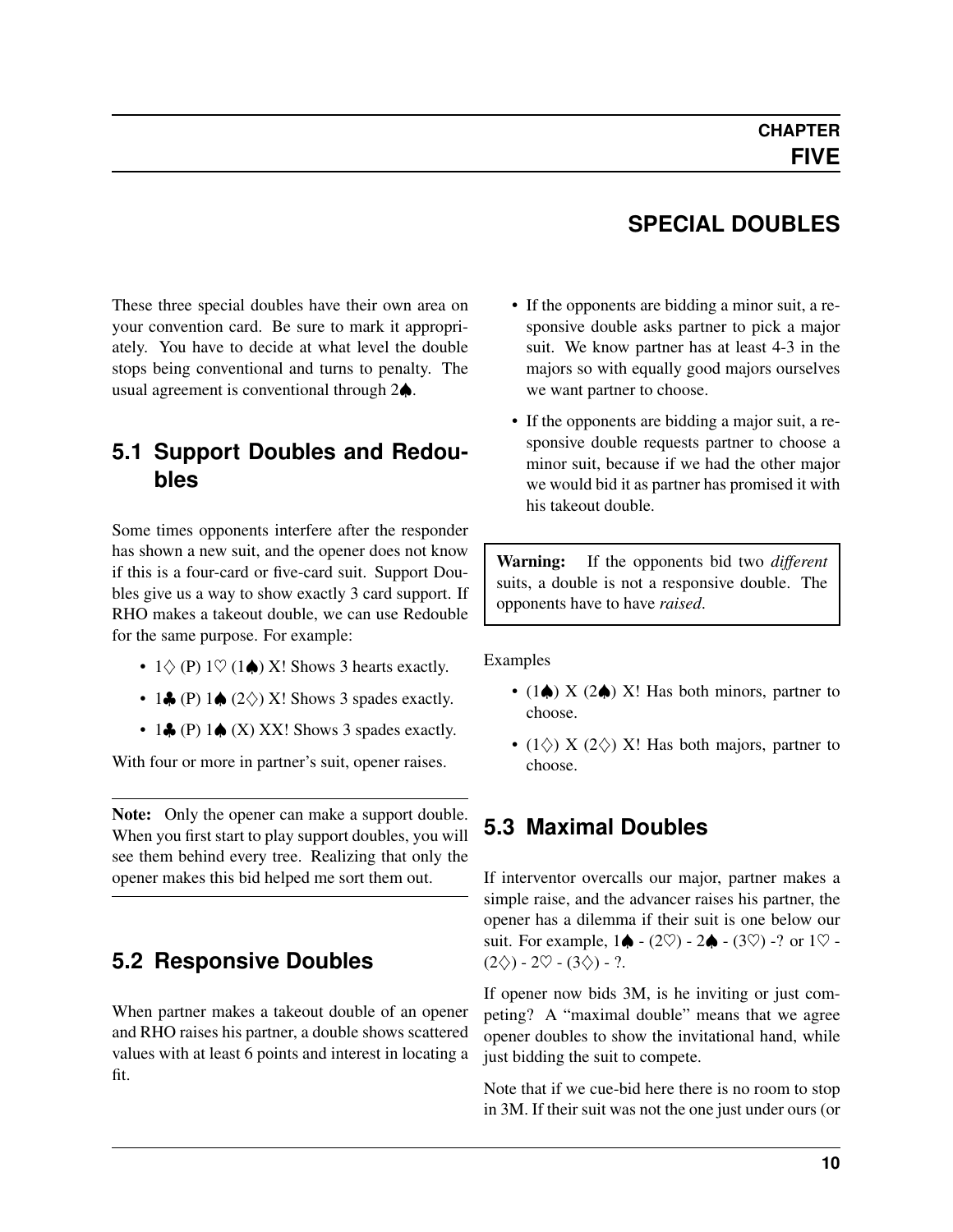# CHAPTER FIVE

# SPECIAL DOUBLES

These three special doubles have their own area on your convention card. Be sure to mark it appropriately. You have to decide at what level the double stops being conventional and turns to penalty. The usual agreement is conventional through 2♠.

## 5.1 Support Doubles and Redoubles

Some times opponents interfere after the responder has shown a new suit, and the opener does not know if this is a four-card or five-card suit. Support Doubles give us a way to show exactly 3 card support. If RHO makes a takeout double, we can use Redouble for the same purpose. For example:

- 1♢ (P) 1♡ (1♠) X! Shows 3 hearts exactly.
- 1♣ (P) 1♠ (2♢) X! Shows 3 spades exactly.
- 1♣ (P) 1♠ (X) XX! Shows 3 spades exactly.

With four or more in partner's suit, opener raises.

---

**Note:** Only the opener can make a support double. When you first start to play support doubles, you will see them behind every tree. Realizing that only the opener makes this bid helped me sort them out.

---

## 5.2 Responsive Doubles

When partner makes a takeout double of an opener and RHO raises his partner, a double shows scattered values with at least 6 points and interest in locating a fit.

- If the opponents are bidding a minor suit, a responsive double asks partner to pick a major suit. We know partner has at least 4-3 in the majors so with equally good majors ourselves we want partner to choose.
- If the opponents are bidding a major suit, a responsive double requests partner to choose a minor suit, because if we had the other major we would bid it as partner has promised it with his takeout double.

> **Warning:** If the opponents bid two *different* suits, a double is not a responsive double. The opponents have to have *raised*.

Examples

- (1♠) X (2♠) X! Has both minors, partner to choose.
- (1♢) X (2♢) X! Has both majors, partner to choose.

## 5.3 Maximal Doubles

If interventor overcalls our major, partner makes a simple raise, and the advancer raises his partner, the opener has a dilemma if their suit is one below our suit. For example, 1♠ - (2♡) - 2♠ - (3♡) -? or 1♡ - (2♢) - 2♡ - (3♢) - ?.

If opener now bids 3M, is he inviting or just competing? A "maximal double" means that we agree opener doubles to show the invitational hand, while just bidding the suit to compete.

Note that if we cue-bid here there is no room to stop in 3M. If their suit was not the one just under ours (or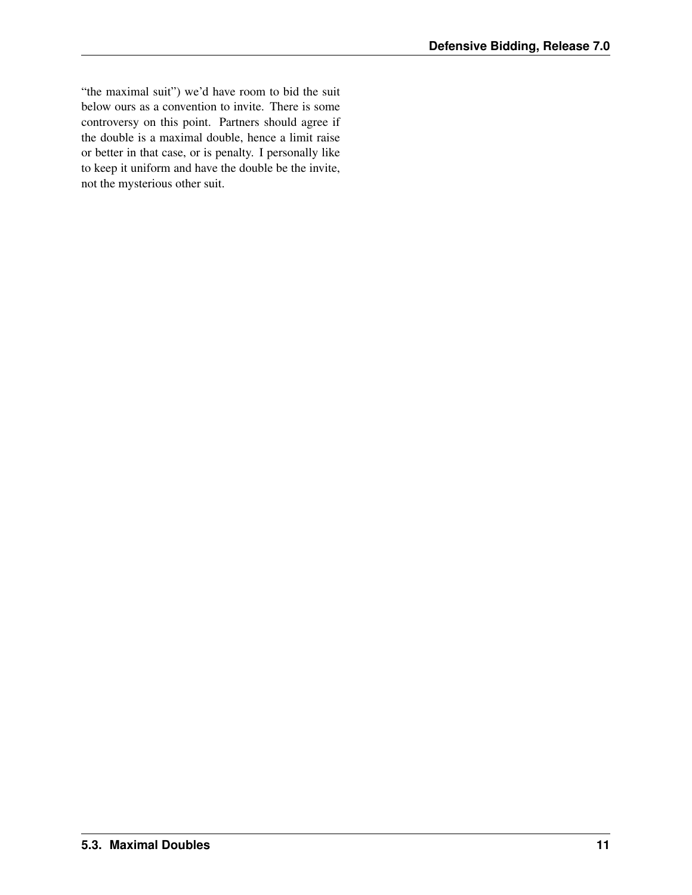"the maximal suit") we'd have room to bid the suit below ours as a convention to invite. There is some controversy on this point. Partners should agree if the double is a maximal double, hence a limit raise or better in that case, or is penalty. I personally like to keep it uniform and have the double be the invite, not the mysterious other suit.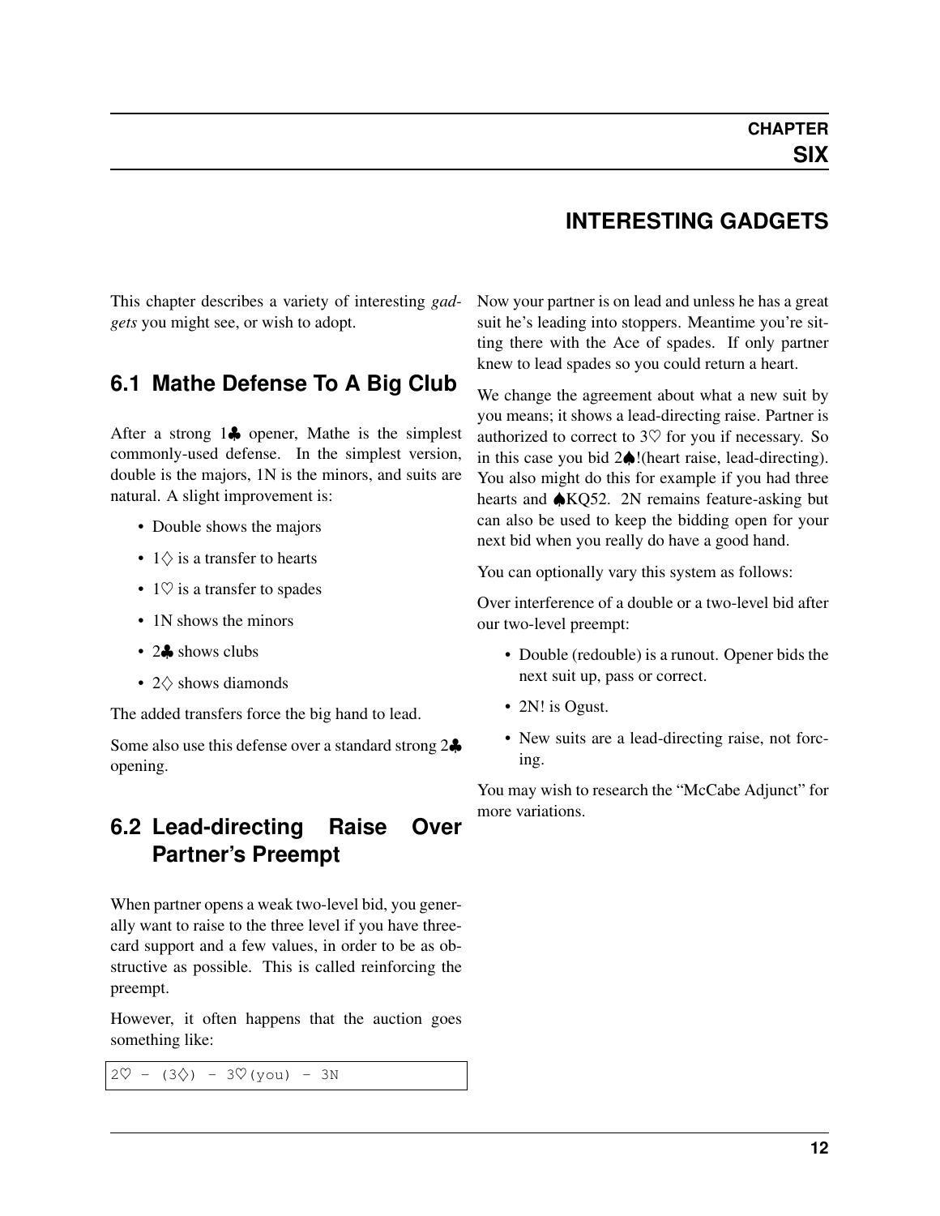# CHAPTER SIX

# INTERESTING GADGETS

This chapter describes a variety of interesting *gadgets* you might see, or wish to adopt.

## 6.1 Mathe Defense To A Big Club

After a strong 1♣ opener, Mathe is the simplest commonly-used defense. In the simplest version, double is the majors, 1N is the minors, and suits are natural. A slight improvement is:

- Double shows the majors
- 1♢ is a transfer to hearts
- 1♡ is a transfer to spades
- 1N shows the minors
- 2♣ shows clubs
- 2♢ shows diamonds

The added transfers force the big hand to lead.

Some also use this defense over a standard strong 2♣ opening.

## 6.2 Lead-directing Raise Over Partner's Preempt

When partner opens a weak two-level bid, you generally want to raise to the three level if you have three-card support and a few values, in order to be as obstructive as possible. This is called reinforcing the preempt.

However, it often happens that the auction goes something like:

```
2♡ - (3♢) - 3♡(you) - 3N
```

Now your partner is on lead and unless he has a great suit he's leading into stoppers. Meantime you're sitting there with the Ace of spades. If only partner knew to lead spades so you could return a heart.

We change the agreement about what a new suit by you means; it shows a lead-directing raise. Partner is authorized to correct to 3♡ for you if necessary. So in this case you bid 2♠!(heart raise, lead-directing). You also might do this for example if you had three hearts and ♠KQ52. 2N remains feature-asking but can also be used to keep the bidding open for your next bid when you really do have a good hand.

You can optionally vary this system as follows:

Over interference of a double or a two-level bid after our two-level preempt:

- Double (redouble) is a runout. Opener bids the next suit up, pass or correct.
- 2N! is Ogust.
- New suits are a lead-directing raise, not forcing.

You may wish to research the "McCabe Adjunct" for more variations.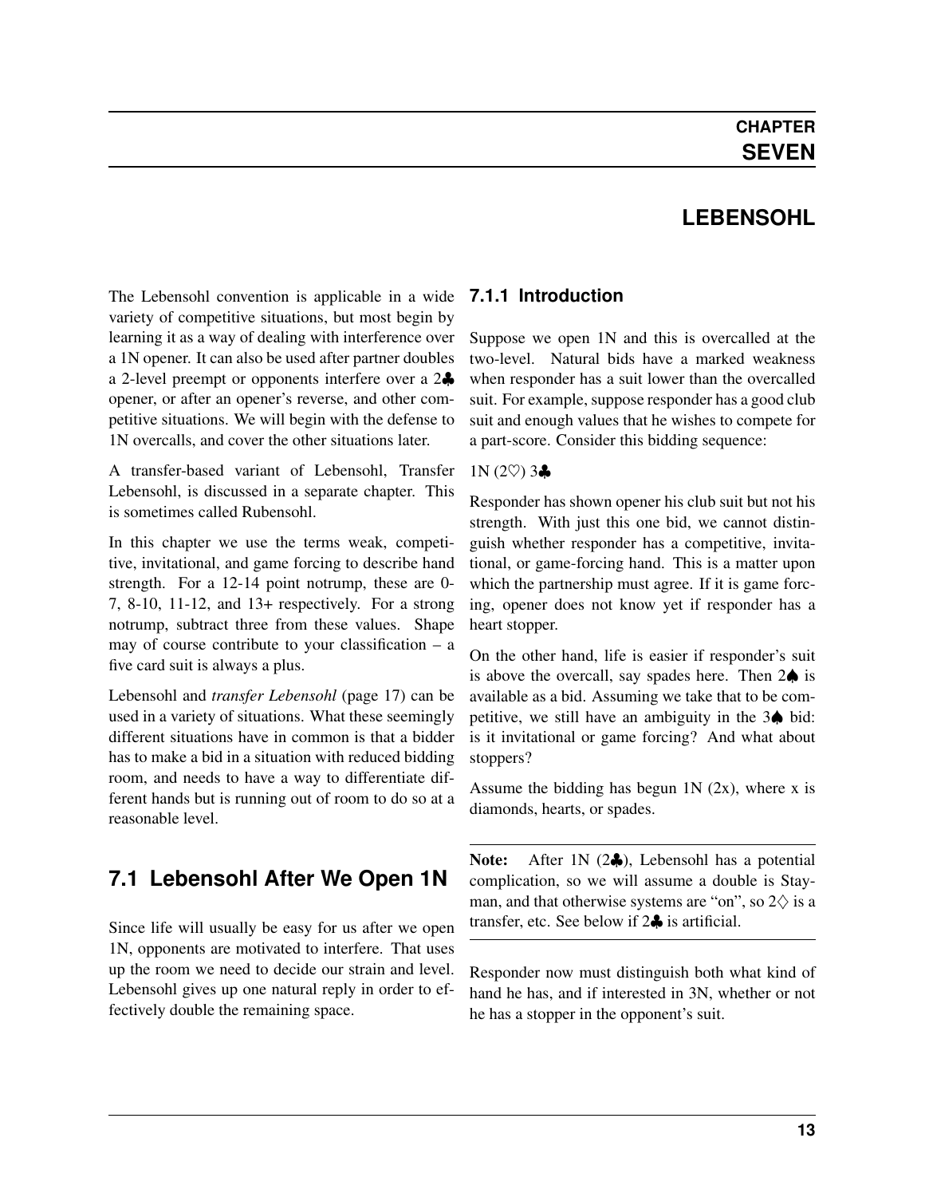# CHAPTER SEVEN

# LEBENSOHL

The Lebensohl convention is applicable in a wide variety of competitive situations, but most begin by learning it as a way of dealing with interference over a 1N opener. It can also be used after partner doubles a 2-level preempt or opponents interfere over a 2♣ opener, or after an opener's reverse, and other competitive situations. We will begin with the defense to 1N overcalls, and cover the other situations later.

A transfer-based variant of Lebensohl, Transfer Lebensohl, is discussed in a separate chapter. This is sometimes called Rubensohl.

In this chapter we use the terms weak, competitive, invitational, and game forcing to describe hand strength. For a 12-14 point notrump, these are 0-7, 8-10, 11-12, and 13+ respectively. For a strong notrump, subtract three from these values. Shape may of course contribute to your classification – a five card suit is always a plus.

Lebensohl and *transfer Lebensohl* (page 17) can be used in a variety of situations. What these seemingly different situations have in common is that a bidder has to make a bid in a situation with reduced bidding room, and needs to have a way to differentiate different hands but is running out of room to do so at a reasonable level.

## 7.1 Lebensohl After We Open 1N

Since life will usually be easy for us after we open 1N, opponents are motivated to interfere. That uses up the room we need to decide our strain and level. Lebensohl gives up one natural reply in order to effectively double the remaining space.

### 7.1.1 Introduction

Suppose we open 1N and this is overcalled at the two-level. Natural bids have a marked weakness when responder has a suit lower than the overcalled suit. For example, suppose responder has a good club suit and enough values that he wishes to compete for a part-score. Consider this bidding sequence:

1N (2♡) 3♣

Responder has shown opener his club suit but not his strength. With just this one bid, we cannot distinguish whether responder has a competitive, invitational, or game-forcing hand. This is a matter upon which the partnership must agree. If it is game forcing, opener does not know yet if responder has a heart stopper.

On the other hand, life is easier if responder's suit is above the overcall, say spades here. Then 2♠ is available as a bid. Assuming we take that to be competitive, we still have an ambiguity in the 3♠ bid: is it invitational or game forcing? And what about stoppers?

Assume the bidding has begun 1N (2x), where x is diamonds, hearts, or spades.

---

**Note:** After 1N (2♣), Lebensohl has a potential complication, so we will assume a double is Stayman, and that otherwise systems are "on", so 2♢ is a transfer, etc. See below if 2♣ is artificial.

---

Responder now must distinguish both what kind of hand he has, and if interested in 3N, whether or not he has a stopper in the opponent's suit.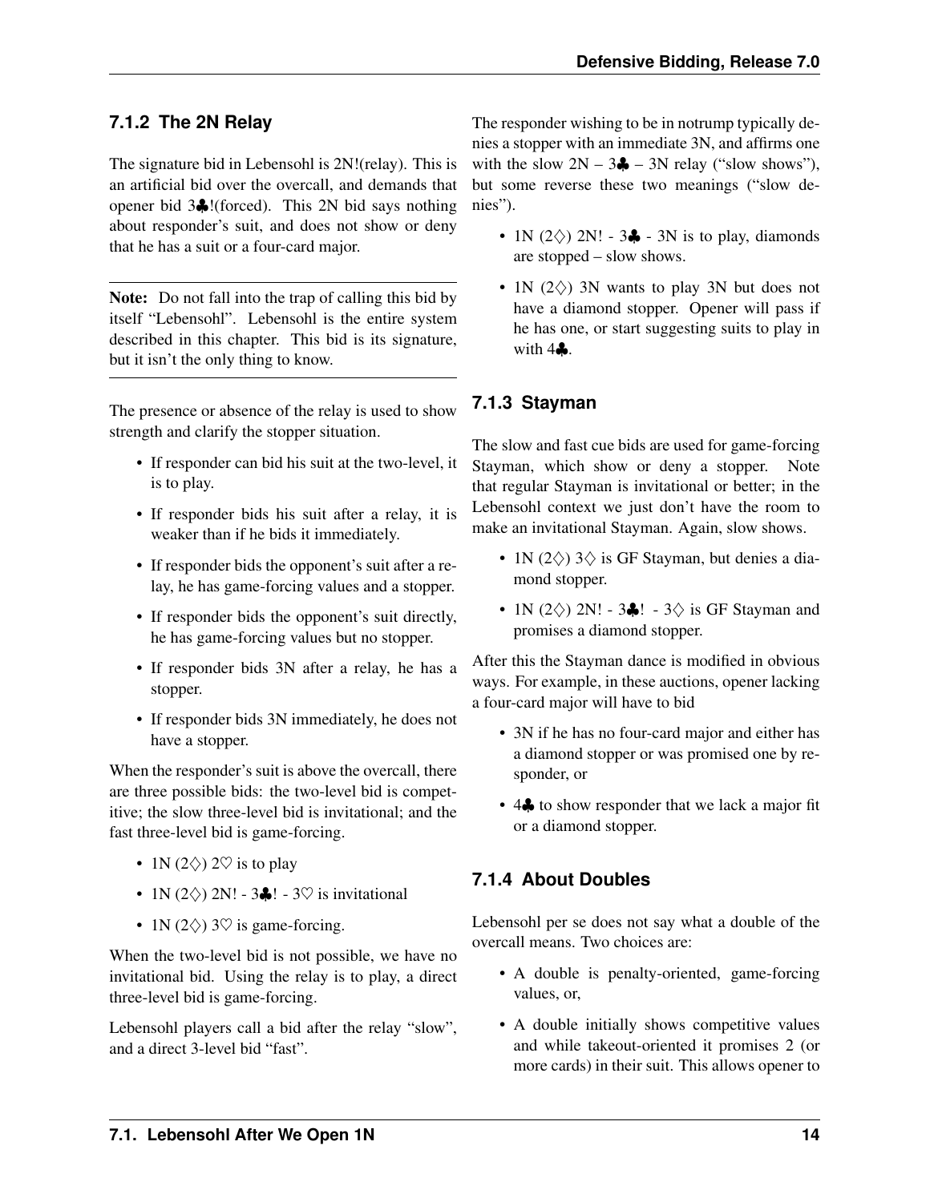### 7.1.2 The 2N Relay

The signature bid in Lebensohl is 2N!(relay). This is an artificial bid over the overcall, and demands that opener bid 3♣!(forced). This 2N bid says nothing about responder's suit, and does not show or deny that he has a suit or a four-card major.

**Note:** Do not fall into the trap of calling this bid by itself "Lebensohl". Lebensohl is the entire system described in this chapter. This bid is its signature, but it isn't the only thing to know.

The presence or absence of the relay is used to show strength and clarify the stopper situation.

- If responder can bid his suit at the two-level, it is to play.
- If responder bids his suit after a relay, it is weaker than if he bids it immediately.
- If responder bids the opponent's suit after a relay, he has game-forcing values and a stopper.
- If responder bids the opponent's suit directly, he has game-forcing values but no stopper.
- If responder bids 3N after a relay, he has a stopper.
- If responder bids 3N immediately, he does not have a stopper.

When the responder's suit is above the overcall, there are three possible bids: the two-level bid is competitive; the slow three-level bid is invitational; and the fast three-level bid is game-forcing.

- 1N (2♢) 2♡ is to play
- 1N (2♢) 2N! - 3♣! - 3♡ is invitational
- 1N (2♢) 3♡ is game-forcing.

When the two-level bid is not possible, we have no invitational bid. Using the relay is to play, a direct three-level bid is game-forcing.

Lebensohl players call a bid after the relay "slow", and a direct 3-level bid "fast".

The responder wishing to be in notrump typically denies a stopper with an immediate 3N, and affirms one with the slow 2N – 3♣ – 3N relay ("slow shows"), but some reverse these two meanings ("slow denies").

- 1N (2♢) 2N! - 3♣ - 3N is to play, diamonds are stopped – slow shows.
- 1N (2♢) 3N wants to play 3N but does not have a diamond stopper. Opener will pass if he has one, or start suggesting suits to play in with 4♣.

### 7.1.3 Stayman

The slow and fast cue bids are used for game-forcing Stayman, which show or deny a stopper. Note that regular Stayman is invitational or better; in the Lebensohl context we just don't have the room to make an invitational Stayman. Again, slow shows.

- 1N (2♢) 3♢ is GF Stayman, but denies a diamond stopper.
- 1N (2♢) 2N! - 3♣! - 3♢ is GF Stayman and promises a diamond stopper.

After this the Stayman dance is modified in obvious ways. For example, in these auctions, opener lacking a four-card major will have to bid

- 3N if he has no four-card major and either has a diamond stopper or was promised one by responder, or
- 4♣ to show responder that we lack a major fit or a diamond stopper.

### 7.1.4 About Doubles

Lebensohl per se does not say what a double of the overcall means. Two choices are:

- A double is penalty-oriented, game-forcing values, or,
- A double initially shows competitive values and while takeout-oriented it promises 2 (or more cards) in their suit. This allows opener to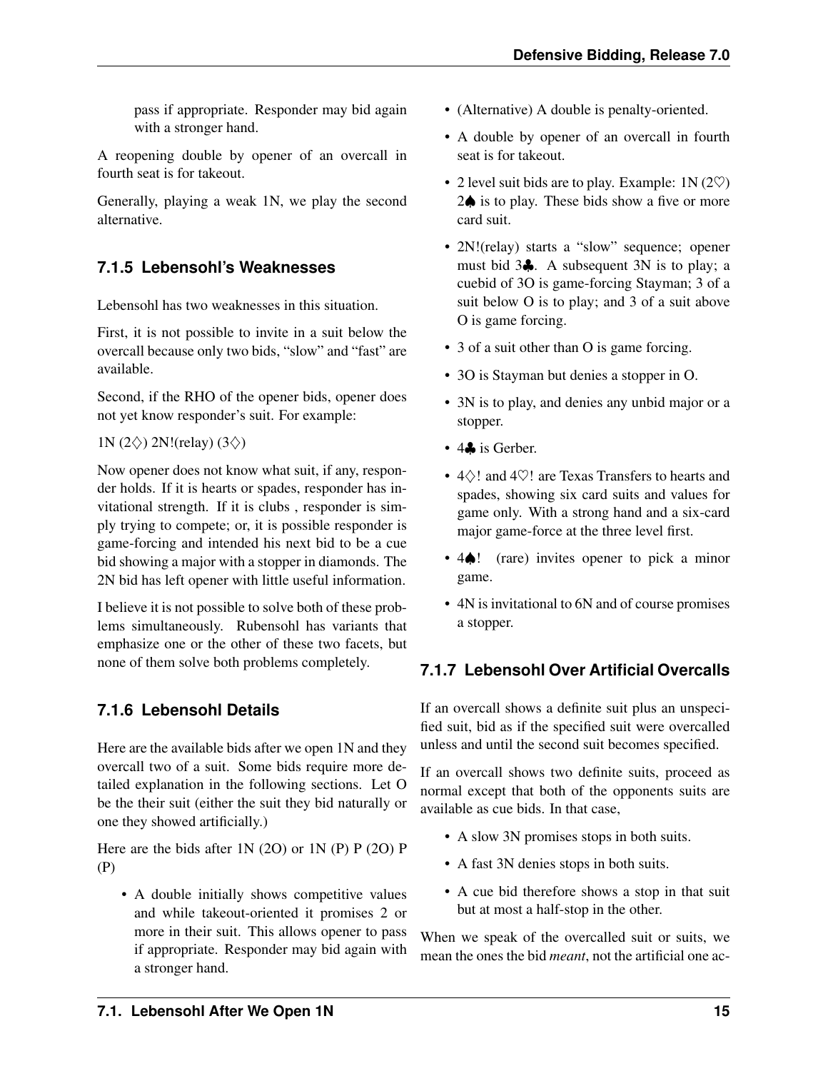pass if appropriate. Responder may bid again with a stronger hand.

A reopening double by opener of an overcall in fourth seat is for takeout.

Generally, playing a weak 1N, we play the second alternative.

### 7.1.5 Lebensohl's Weaknesses

Lebensohl has two weaknesses in this situation.

First, it is not possible to invite in a suit below the overcall because only two bids, "slow" and "fast" are available.

Second, if the RHO of the opener bids, opener does not yet know responder's suit. For example:

1N (2♢) 2N!(relay) (3♢)

Now opener does not know what suit, if any, responder holds. If it is hearts or spades, responder has invitational strength. If it is clubs , responder is simply trying to compete; or, it is possible responder is game-forcing and intended his next bid to be a cue bid showing a major with a stopper in diamonds. The 2N bid has left opener with little useful information.

I believe it is not possible to solve both of these problems simultaneously. Rubensohl has variants that emphasize one or the other of these two facets, but none of them solve both problems completely.

### 7.1.6 Lebensohl Details

Here are the available bids after we open 1N and they overcall two of a suit. Some bids require more detailed explanation in the following sections. Let O be the their suit (either the suit they bid naturally or one they showed artificially.)

Here are the bids after 1N (2O) or 1N (P) P (2O) P (P)

- A double initially shows competitive values and while takeout-oriented it promises 2 or more in their suit. This allows opener to pass if appropriate. Responder may bid again with a stronger hand.
- (Alternative) A double is penalty-oriented.
- A double by opener of an overcall in fourth seat is for takeout.
- 2 level suit bids are to play. Example: 1N (2♡) 2♠ is to play. These bids show a five or more card suit.
- 2N!(relay) starts a "slow" sequence; opener must bid 3♣. A subsequent 3N is to play; a cuebid of 3O is game-forcing Stayman; 3 of a suit below O is to play; and 3 of a suit above O is game forcing.
- 3 of a suit other than O is game forcing.
- 3O is Stayman but denies a stopper in O.
- 3N is to play, and denies any unbid major or a stopper.
- 4♣ is Gerber.
- 4♢! and 4♡! are Texas Transfers to hearts and spades, showing six card suits and values for game only. With a strong hand and a six-card major game-force at the three level first.
- 4♠! (rare) invites opener to pick a minor game.
- 4N is invitational to 6N and of course promises a stopper.

### 7.1.7 Lebensohl Over Artificial Overcalls

If an overcall shows a definite suit plus an unspecified suit, bid as if the specified suit were overcalled unless and until the second suit becomes specified.

If an overcall shows two definite suits, proceed as normal except that both of the opponents suits are available as cue bids. In that case,

- A slow 3N promises stops in both suits.
- A fast 3N denies stops in both suits.
- A cue bid therefore shows a stop in that suit but at most a half-stop in the other.

When we speak of the overcalled suit or suits, we mean the ones the bid *meant*, not the artificial one ac-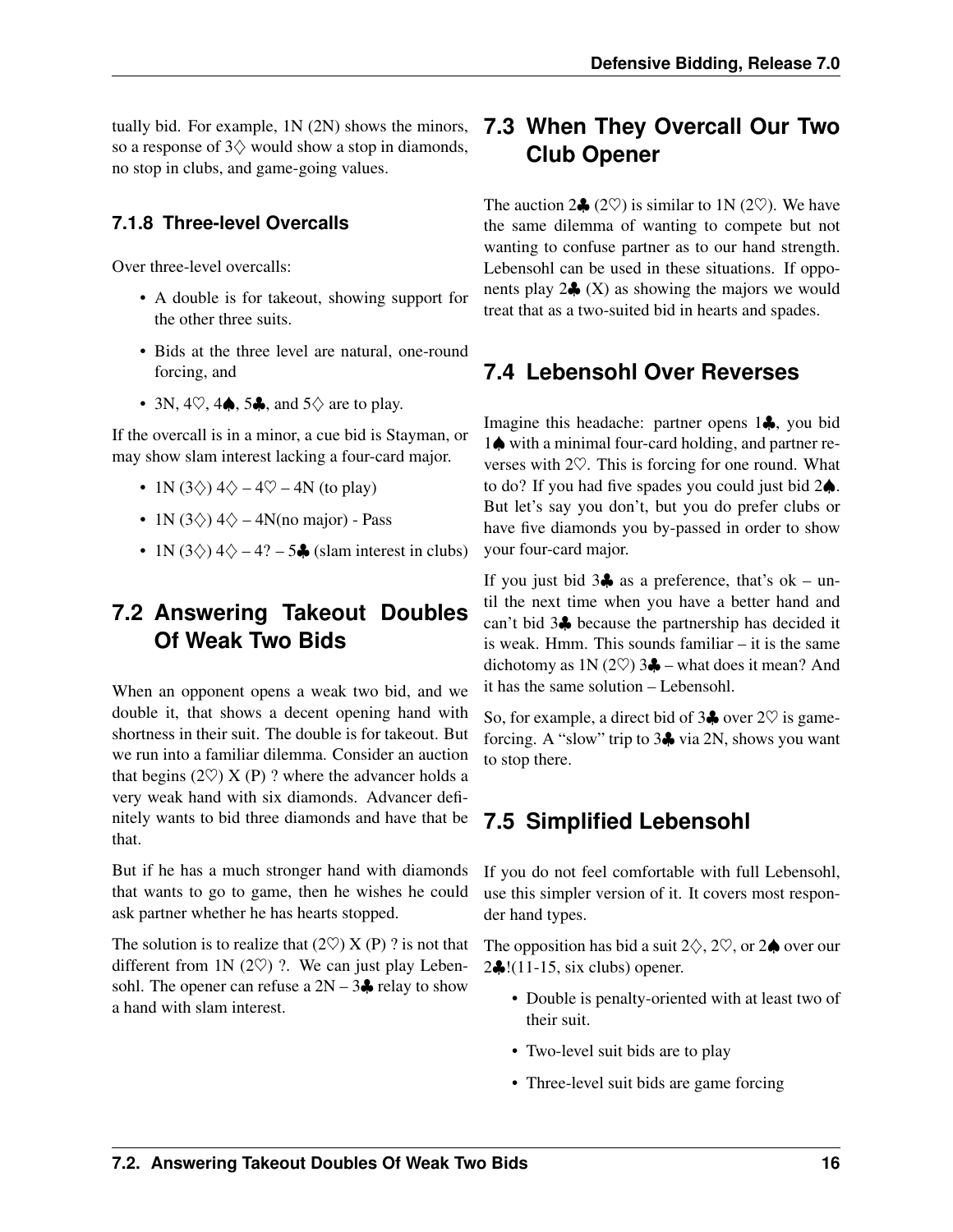tually bid. For example, 1N (2N) shows the minors, so a response of 3♢ would show a stop in diamonds, no stop in clubs, and game-going values.

### 7.1.8 Three-level Overcalls

Over three-level overcalls:

- A double is for takeout, showing support for the other three suits.
- Bids at the three level are natural, one-round forcing, and
- 3N, 4♡, 4♠, 5♣, and 5♢ are to play.

If the overcall is in a minor, a cue bid is Stayman, or may show slam interest lacking a four-card major.

- 1N (3♢) 4♢ – 4♡ – 4N (to play)
- 1N (3♢) 4♢ – 4N(no major) - Pass
- 1N (3♢) 4♢ – 4? – 5♣ (slam interest in clubs)

## 7.2 Answering Takeout Doubles Of Weak Two Bids

When an opponent opens a weak two bid, and we double it, that shows a decent opening hand with shortness in their suit. The double is for takeout. But we run into a familiar dilemma. Consider an auction that begins (2♡) X (P) ? where the advancer holds a very weak hand with six diamonds. Advancer definitely wants to bid three diamonds and have that be that.

But if he has a much stronger hand with diamonds that wants to go to game, then he wishes he could ask partner whether he has hearts stopped.

The solution is to realize that (2♡) X (P) ? is not that different from 1N (2♡) ?. We can just play Lebensohl. The opener can refuse a 2N – 3♣ relay to show a hand with slam interest.

## 7.3 When They Overcall Our Two Club Opener

The auction 2♣ (2♡) is similar to 1N (2♡). We have the same dilemma of wanting to compete but not wanting to confuse partner as to our hand strength. Lebensohl can be used in these situations. If opponents play 2♣ (X) as showing the majors we would treat that as a two-suited bid in hearts and spades.

## 7.4 Lebensohl Over Reverses

Imagine this headache: partner opens 1♣, you bid 1♠ with a minimal four-card holding, and partner reverses with 2♡. This is forcing for one round. What to do? If you had five spades you could just bid 2♠. But let's say you don't, but you do prefer clubs or have five diamonds you by-passed in order to show your four-card major.

If you just bid 3♣ as a preference, that's ok – until the next time when you have a better hand and can't bid 3♣ because the partnership has decided it is weak. Hmm. This sounds familiar – it is the same dichotomy as 1N (2♡) 3♣ – what does it mean? And it has the same solution – Lebensohl.

So, for example, a direct bid of 3♣ over 2♡ is game-forcing. A "slow" trip to 3♣ via 2N, shows you want to stop there.

## 7.5 Simplified Lebensohl

If you do not feel comfortable with full Lebensohl, use this simpler version of it. It covers most responder hand types.

The opposition has bid a suit 2♢, 2♡, or 2♠ over our 2♣!(11-15, six clubs) opener.

- Double is penalty-oriented with at least two of their suit.
- Two-level suit bids are to play
- Three-level suit bids are game forcing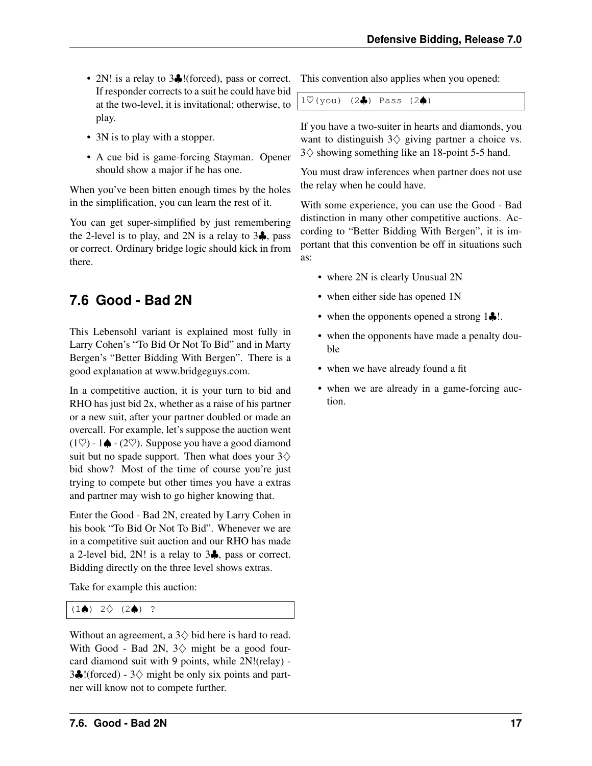- 2N! is a relay to 3♣!(forced), pass or correct. If responder corrects to a suit he could have bid at the two-level, it is invitational; otherwise, to play.
- 3N is to play with a stopper.
- A cue bid is game-forcing Stayman. Opener should show a major if he has one.

When you've been bitten enough times by the holes in the simplification, you can learn the rest of it.

You can get super-simplified by just remembering the 2-level is to play, and 2N is a relay to 3♣, pass or correct. Ordinary bridge logic should kick in from there.

## 7.6 Good - Bad 2N

This Lebensohl variant is explained most fully in Larry Cohen's "To Bid Or Not To Bid" and in Marty Bergen's "Better Bidding With Bergen". There is a good explanation at www.bridgeguys.com.

In a competitive auction, it is your turn to bid and RHO has just bid 2x, whether as a raise of his partner or a new suit, after your partner doubled or made an overcall. For example, let's suppose the auction went (1♡) - 1♠ - (2♡). Suppose you have a good diamond suit but no spade support. Then what does your 3♢ bid show? Most of the time of course you're just trying to compete but other times you have a extras and partner may wish to go higher knowing that.

Enter the Good - Bad 2N, created by Larry Cohen in his book "To Bid Or Not To Bid". Whenever we are in a competitive suit auction and our RHO has made a 2-level bid, 2N! is a relay to 3♣, pass or correct. Bidding directly on the three level shows extras.

Take for example this auction:

```
(1♠) 2♢ (2♠) ?
```

Without an agreement, a 3♢ bid here is hard to read. With Good - Bad 2N, 3♢ might be a good four-card diamond suit with 9 points, while 2N!(relay) - 3♣!(forced) - 3♢ might be only six points and partner will know not to compete further.

This convention also applies when you opened:

```
1♡(you) (2♣) Pass (2♠)
```

If you have a two-suiter in hearts and diamonds, you want to distinguish 3♢ giving partner a choice vs. 3♢ showing something like an 18-point 5-5 hand.

You must draw inferences when partner does not use the relay when he could have.

With some experience, you can use the Good - Bad distinction in many other competitive auctions. According to "Better Bidding With Bergen", it is important that this convention be off in situations such as:

- where 2N is clearly Unusual 2N
- when either side has opened 1N
- when the opponents opened a strong 1♣!.
- when the opponents have made a penalty double
- when we have already found a fit
- when we are already in a game-forcing auction.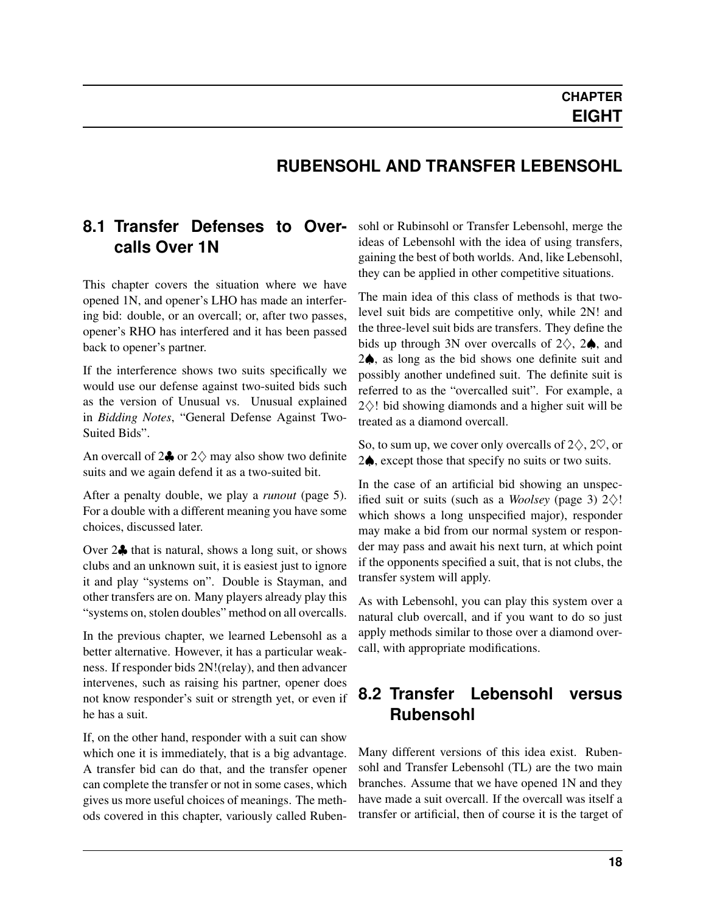# CHAPTER EIGHT

# RUBENSOHL AND TRANSFER LEBENSOHL

## 8.1 Transfer Defenses to Overcalls Over 1N

This chapter covers the situation where we have opened 1N, and opener's LHO has made an interfering bid: double, or an overcall; or, after two passes, opener's RHO has interfered and it has been passed back to opener's partner.

If the interference shows two suits specifically we would use our defense against two-suited bids such as the version of Unusual vs. Unusual explained in *Bidding Notes*, "General Defense Against Two-Suited Bids".

An overcall of 2♣ or 2♢ may also show two definite suits and we again defend it as a two-suited bit.

After a penalty double, we play a *runout* (page 5). For a double with a different meaning you have some choices, discussed later.

Over 2♣ that is natural, shows a long suit, or shows clubs and an unknown suit, it is easiest just to ignore it and play "systems on". Double is Stayman, and other transfers are on. Many players already play this "systems on, stolen doubles" method on all overcalls.

In the previous chapter, we learned Lebensohl as a better alternative. However, it has a particular weakness. If responder bids 2N!(relay), and then advancer intervenes, such as raising his partner, opener does not know responder's suit or strength yet, or even if he has a suit.

If, on the other hand, responder with a suit can show which one it is immediately, that is a big advantage. A transfer bid can do that, and the transfer opener can complete the transfer or not in some cases, which gives us more useful choices of meanings. The methods covered in this chapter, variously called Rubensohl or Rubinsohl or Transfer Lebensohl, merge the ideas of Lebensohl with the idea of using transfers, gaining the best of both worlds. And, like Lebensohl, they can be applied in other competitive situations.

The main idea of this class of methods is that two-level suit bids are competitive only, while 2N! and the three-level suit bids are transfers. They define the bids up through 3N over overcalls of 2♢, 2♠, and 2♠, as long as the bid shows one definite suit and possibly another undefined suit. The definite suit is referred to as the "overcalled suit". For example, a 2♢! bid showing diamonds and a higher suit will be treated as a diamond overcall.

So, to sum up, we cover only overcalls of 2♢, 2♡, or 2♠, except those that specify no suits or two suits.

In the case of an artificial bid showing an unspecified suit or suits (such as a *Woolsey* (page 3) 2♢! which shows a long unspecified major), responder may make a bid from our normal system or responder may pass and await his next turn, at which point if the opponents specified a suit, that is not clubs, the transfer system will apply.

As with Lebensohl, you can play this system over a natural club overcall, and if you want to do so just apply methods similar to those over a diamond overcall, with appropriate modifications.

## 8.2 Transfer Lebensohl versus Rubensohl

Many different versions of this idea exist. Rubensohl and Transfer Lebensohl (TL) are the two main branches. Assume that we have opened 1N and they have made a suit overcall. If the overcall was itself a transfer or artificial, then of course it is the target of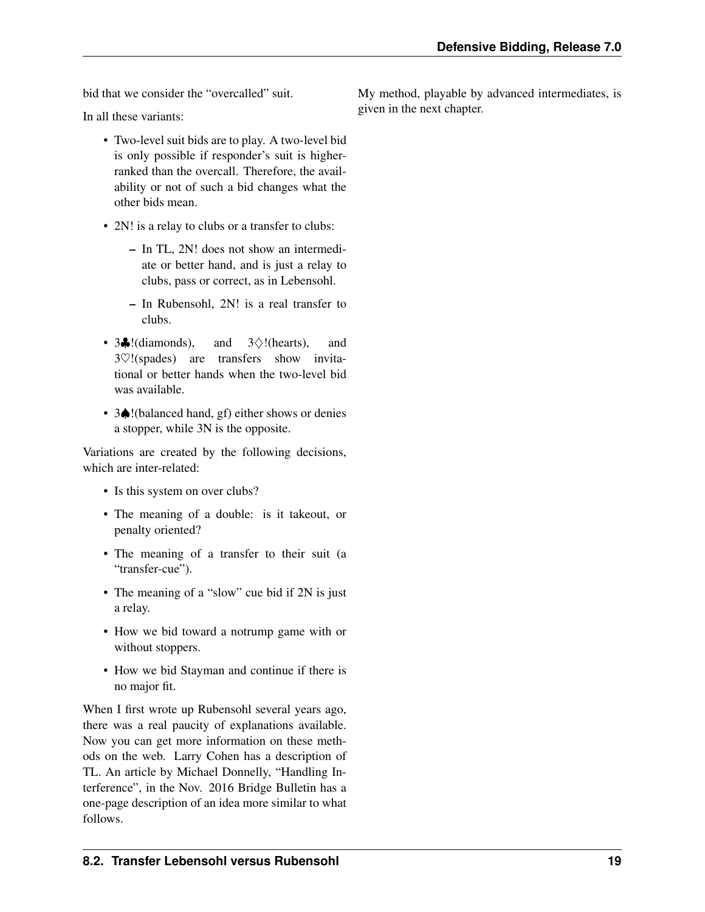bid that we consider the “overcalled” suit.

In all these variants:

- Two-level suit bids are to play. A two-level bid is only possible if responder’s suit is higher-ranked than the overcall. Therefore, the availability or not of such a bid changes what the other bids mean.
- 2N! is a relay to clubs or a transfer to clubs:
  - In TL, 2N! does not show an intermediate or better hand, and is just a relay to clubs, pass or correct, as in Lebensohl.
  - In Rubensohl, 2N! is a real transfer to clubs.
- 3♣!(diamonds), and 3♢!(hearts), and 3♡!(spades) are transfers show invitational or better hands when the two-level bid was available.
- 3♠!(balanced hand, gf) either shows or denies a stopper, while 3N is the opposite.

Variations are created by the following decisions, which are inter-related:

- Is this system on over clubs?
- The meaning of a double: is it takeout, or penalty oriented?
- The meaning of a transfer to their suit (a “transfer-cue”).
- The meaning of a “slow” cue bid if 2N is just a relay.
- How we bid toward a notrump game with or without stoppers.
- How we bid Stayman and continue if there is no major fit.

When I first wrote up Rubensohl several years ago, there was a real paucity of explanations available. Now you can get more information on these methods on the web. Larry Cohen has a description of TL. An article by Michael Donnelly, “Handling Interference”, in the Nov. 2016 Bridge Bulletin has a one-page description of an idea more similar to what follows.

My method, playable by advanced intermediates, is given in the next chapter.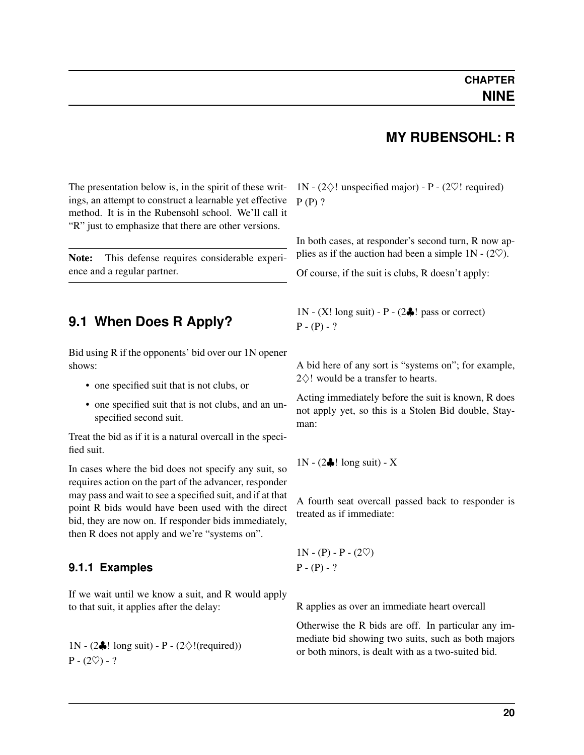# CHAPTER NINE

# MY RUBENSOHL: R

The presentation below is, in the spirit of these writings, an attempt to construct a learnable yet effective method. It is in the Rubensohl school. We'll call it "R" just to emphasize that there are other versions.

---

**Note:** This defense requires considerable experience and a regular partner.

---

## 9.1 When Does R Apply?

Bid using R if the opponents' bid over our 1N opener shows:

- one specified suit that is not clubs, or
- one specified suit that is not clubs, and an unspecified second suit.

Treat the bid as if it is a natural overcall in the specified suit.

In cases where the bid does not specify any suit, so requires action on the part of the advancer, responder may pass and wait to see a specified suit, and if at that point R bids would have been used with the direct bid, they are now on. If responder bids immediately, then R does not apply and we're "systems on".

### 9.1.1 Examples

If we wait until we know a suit, and R would apply to that suit, it applies after the delay:

1N - (2♣! long suit) - P - (2♢!(required))
P - (2♡) - ?

1N - (2♢! unspecified major) - P - (2♡! required)
P (P) ?

In both cases, at responder's second turn, R now applies as if the auction had been a simple 1N - (2♡).

Of course, if the suit is clubs, R doesn't apply:

1N - (X! long suit) - P - (2♣! pass or correct)
P - (P) - ?

A bid here of any sort is "systems on"; for example, 2♢! would be a transfer to hearts.

Acting immediately before the suit is known, R does not apply yet, so this is a Stolen Bid double, Stayman:

1N - (2♣! long suit) - X

A fourth seat overcall passed back to responder is treated as if immediate:

1N - (P) - P - (2♡)
P - (P) - ?

R applies as over an immediate heart overcall

Otherwise the R bids are off. In particular any immediate bid showing two suits, such as both majors or both minors, is dealt with as a two-suited bid.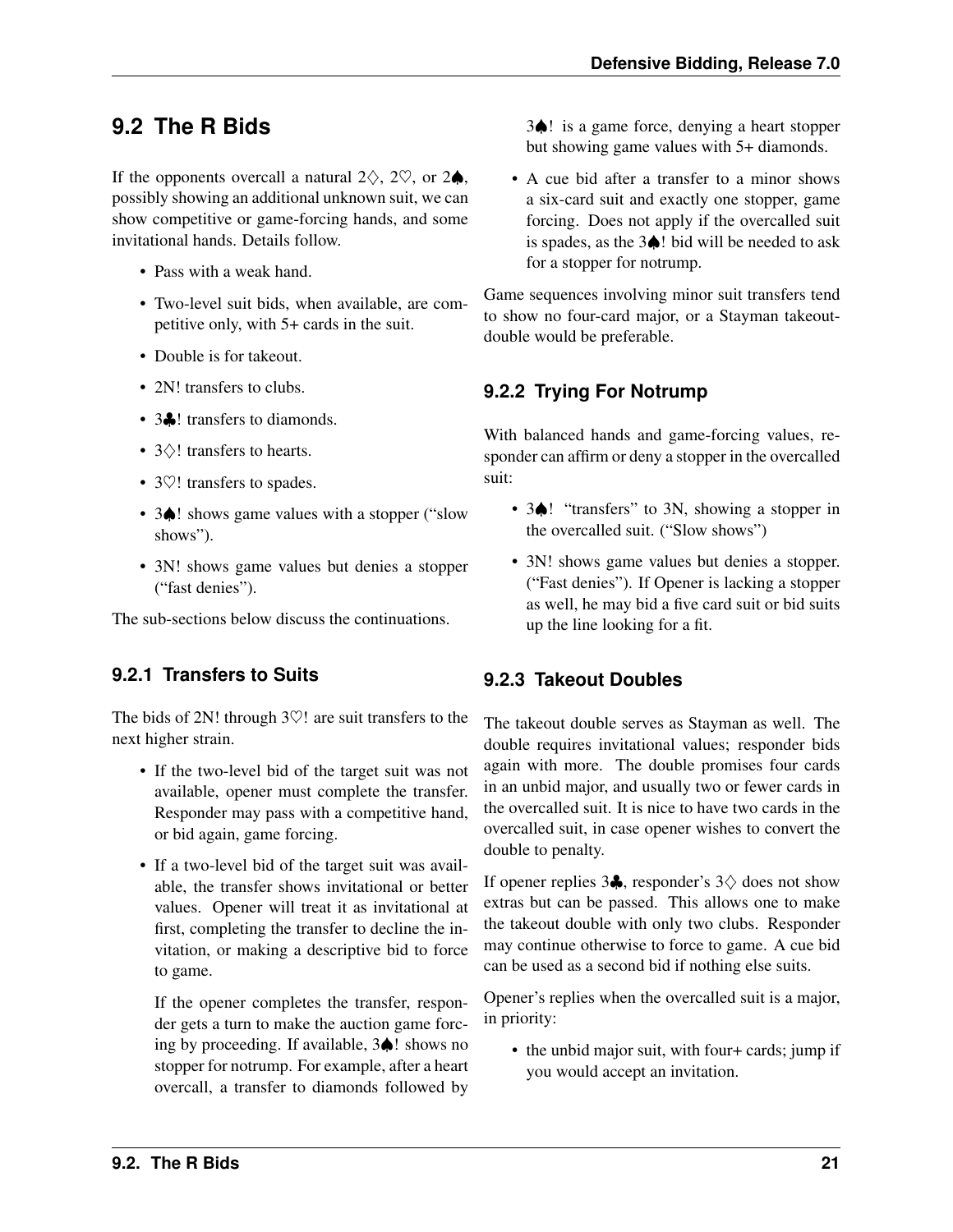## 9.2 The R Bids

If the opponents overcall a natural 2♢, 2♡, or 2♠, possibly showing an additional unknown suit, we can show competitive or game-forcing hands, and some invitational hands. Details follow.

- Pass with a weak hand.
- Two-level suit bids, when available, are competitive only, with 5+ cards in the suit.
- Double is for takeout.
- 2N! transfers to clubs.
- 3♣! transfers to diamonds.
- 3♢! transfers to hearts.
- 3♡! transfers to spades.
- 3♠! shows game values with a stopper ("slow shows").
- 3N! shows game values but denies a stopper ("fast denies").

The sub-sections below discuss the continuations.

### 9.2.1 Transfers to Suits

The bids of 2N! through 3♡! are suit transfers to the next higher strain.

- If the two-level bid of the target suit was not available, opener must complete the transfer. Responder may pass with a competitive hand, or bid again, game forcing.
- If a two-level bid of the target suit was available, the transfer shows invitational or better values. Opener will treat it as invitational at first, completing the transfer to decline the invitation, or making a descriptive bid to force to game.

  If the opener completes the transfer, responder gets a turn to make the auction game forcing by proceeding. If available, 3♠! shows no stopper for notrump. For example, after a heart overcall, a transfer to diamonds followed by 3♠! is a game force, denying a heart stopper but showing game values with 5+ diamonds.
- A cue bid after a transfer to a minor shows a six-card suit and exactly one stopper, game forcing. Does not apply if the overcalled suit is spades, as the 3♠! bid will be needed to ask for a stopper for notrump.

Game sequences involving minor suit transfers tend to show no four-card major, or a Stayman takeout-double would be preferable.

### 9.2.2 Trying For Notrump

With balanced hands and game-forcing values, responder can affirm or deny a stopper in the overcalled suit:

- 3♠! "transfers" to 3N, showing a stopper in the overcalled suit. ("Slow shows")
- 3N! shows game values but denies a stopper. ("Fast denies"). If Opener is lacking a stopper as well, he may bid a five card suit or bid suits up the line looking for a fit.

### 9.2.3 Takeout Doubles

The takeout double serves as Stayman as well. The double requires invitational values; responder bids again with more. The double promises four cards in an unbid major, and usually two or fewer cards in the overcalled suit. It is nice to have two cards in the overcalled suit, in case opener wishes to convert the double to penalty.

If opener replies 3♣, responder's 3♢ does not show extras but can be passed. This allows one to make the takeout double with only two clubs. Responder may continue otherwise to force to game. A cue bid can be used as a second bid if nothing else suits.

Opener's replies when the overcalled suit is a major, in priority:

- the unbid major suit, with four+ cards; jump if you would accept an invitation.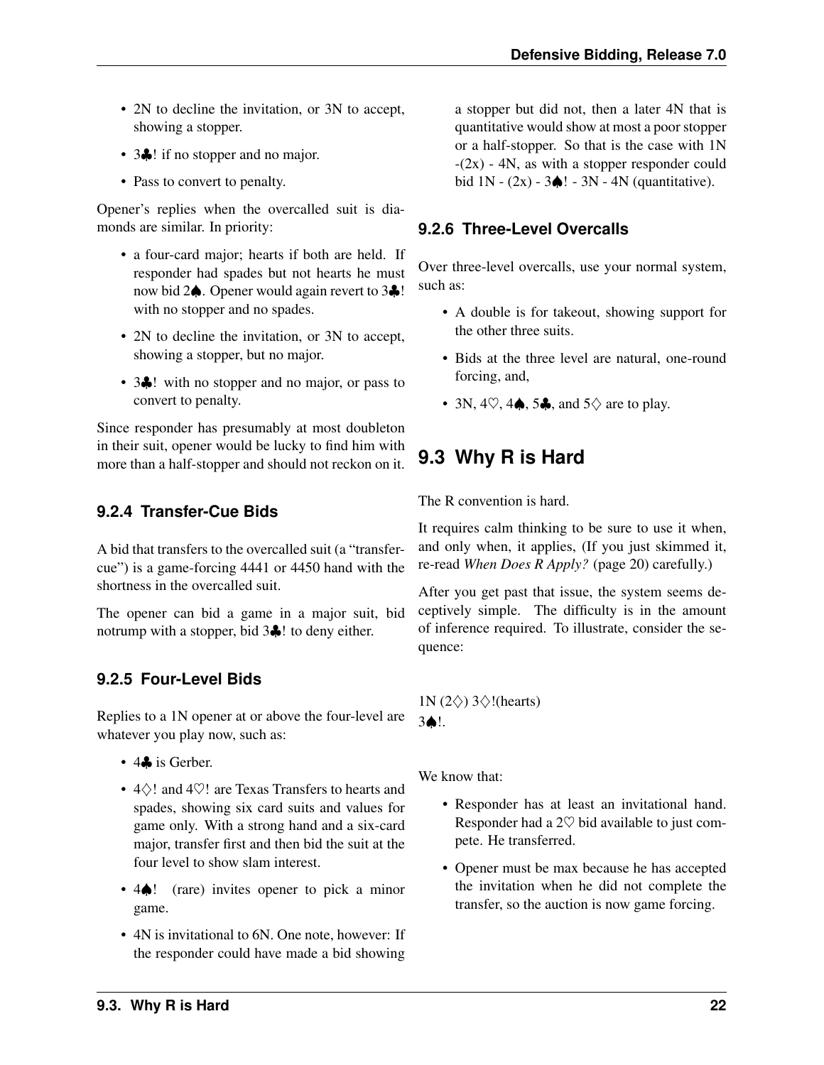- 2N to decline the invitation, or 3N to accept, showing a stopper.
- 3♣! if no stopper and no major.
- Pass to convert to penalty.

Opener's replies when the overcalled suit is diamonds are similar. In priority:

- a four-card major; hearts if both are held. If responder had spades but not hearts he must now bid 2♠. Opener would again revert to 3♣! with no stopper and no spades.
- 2N to decline the invitation, or 3N to accept, showing a stopper, but no major.
- 3♣! with no stopper and no major, or pass to convert to penalty.

Since responder has presumably at most doubleton in their suit, opener would be lucky to find him with more than a half-stopper and should not reckon on it.

### 9.2.4 Transfer-Cue Bids

A bid that transfers to the overcalled suit (a "transfer-cue") is a game-forcing 4441 or 4450 hand with the shortness in the overcalled suit.

The opener can bid a game in a major suit, bid notrump with a stopper, bid 3♣! to deny either.

### 9.2.5 Four-Level Bids

Replies to a 1N opener at or above the four-level are whatever you play now, such as:

- 4♣ is Gerber.
- 4♢! and 4♡! are Texas Transfers to hearts and spades, showing six card suits and values for game only. With a strong hand and a six-card major, transfer first and then bid the suit at the four level to show slam interest.
- 4♠! (rare) invites opener to pick a minor game.
- 4N is invitational to 6N. One note, however: If the responder could have made a bid showing a stopper but did not, then a later 4N that is quantitative would show at most a poor stopper or a half-stopper. So that is the case with 1N -(2x) - 4N, as with a stopper responder could bid 1N - (2x) - 3♠! - 3N - 4N (quantitative).

### 9.2.6 Three-Level Overcalls

Over three-level overcalls, use your normal system, such as:

- A double is for takeout, showing support for the other three suits.
- Bids at the three level are natural, one-round forcing, and,
- 3N, 4♡, 4♠, 5♣, and 5♢ are to play.

## 9.3 Why R is Hard

The R convention is hard.

It requires calm thinking to be sure to use it when, and only when, it applies, (If you just skimmed it, re-read *When Does R Apply?* (page 20) carefully.)

After you get past that issue, the system seems deceptively simple. The difficulty is in the amount of inference required. To illustrate, consider the sequence:

1N (2♢) 3♢!(hearts)
3♠!.

We know that:

- Responder has at least an invitational hand. Responder had a 2♡ bid available to just compete. He transferred.
- Opener must be max because he has accepted the invitation when he did not complete the transfer, so the auction is now game forcing.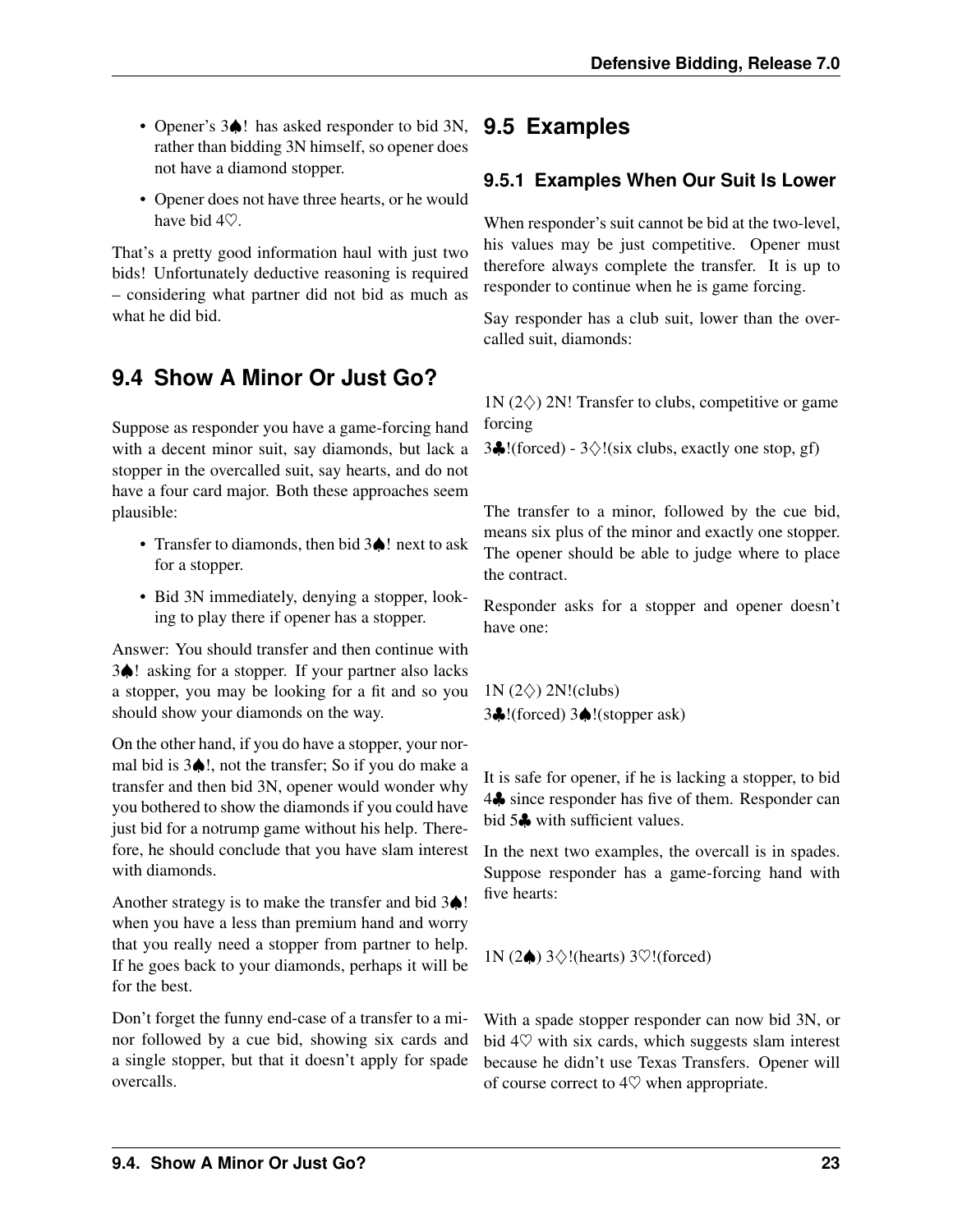- Opener's 3♠! has asked responder to bid 3N, rather than bidding 3N himself, so opener does not have a diamond stopper.
- Opener does not have three hearts, or he would have bid 4♡.

That's a pretty good information haul with just two bids! Unfortunately deductive reasoning is required – considering what partner did not bid as much as what he did bid.

## 9.4 Show A Minor Or Just Go?

Suppose as responder you have a game-forcing hand with a decent minor suit, say diamonds, but lack a stopper in the overcalled suit, say hearts, and do not have a four card major. Both these approaches seem plausible:

- Transfer to diamonds, then bid 3♠! next to ask for a stopper.
- Bid 3N immediately, denying a stopper, looking to play there if opener has a stopper.

Answer: You should transfer and then continue with 3♠! asking for a stopper. If your partner also lacks a stopper, you may be looking for a fit and so you should show your diamonds on the way.

On the other hand, if you do have a stopper, your normal bid is 3♠!, not the transfer; So if you do make a transfer and then bid 3N, opener would wonder why you bothered to show the diamonds if you could have just bid for a notrump game without his help. Therefore, he should conclude that you have slam interest with diamonds.

Another strategy is to make the transfer and bid 3♠! when you have a less than premium hand and worry that you really need a stopper from partner to help. If he goes back to your diamonds, perhaps it will be for the best.

Don't forget the funny end-case of a transfer to a minor followed by a cue bid, showing six cards and a single stopper, but that it doesn't apply for spade overcalls.

## 9.5 Examples

### 9.5.1 Examples When Our Suit Is Lower

When responder's suit cannot be bid at the two-level, his values may be just competitive. Opener must therefore always complete the transfer. It is up to responder to continue when he is game forcing.

Say responder has a club suit, lower than the overcalled suit, diamonds:

1N (2♢) 2N! Transfer to clubs, competitive or game forcing  
3♣!(forced) - 3♢!(six clubs, exactly one stop, gf)

The transfer to a minor, followed by the cue bid, means six plus of the minor and exactly one stopper. The opener should be able to judge where to place the contract.

Responder asks for a stopper and opener doesn't have one:

1N (2♢) 2N!(clubs)  
3♣!(forced) 3♠!(stopper ask)

It is safe for opener, if he is lacking a stopper, to bid 4♣ since responder has five of them. Responder can bid 5♣ with sufficient values.

In the next two examples, the overcall is in spades. Suppose responder has a game-forcing hand with five hearts:

1N (2♠) 3♢!(hearts) 3♡!(forced)

With a spade stopper responder can now bid 3N, or bid 4♡ with six cards, which suggests slam interest because he didn't use Texas Transfers. Opener will of course correct to 4♡ when appropriate.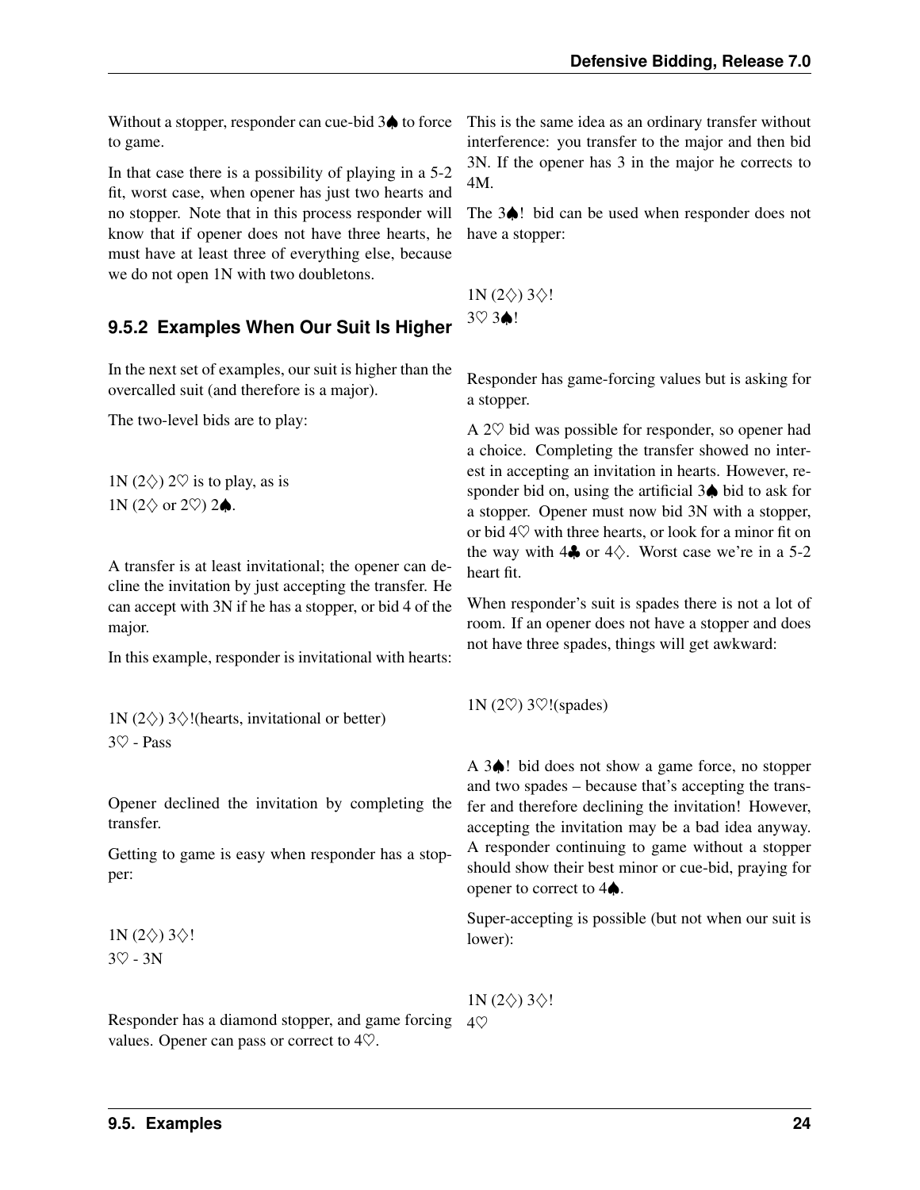Without a stopper, responder can cue-bid 3♠ to force to game.

In that case there is a possibility of playing in a 5-2 fit, worst case, when opener has just two hearts and no stopper. Note that in this process responder will know that if opener does not have three hearts, he must have at least three of everything else, because we do not open 1N with two doubletons.

### 9.5.2 Examples When Our Suit Is Higher

In the next set of examples, our suit is higher than the overcalled suit (and therefore is a major).

The two-level bids are to play:

1N (2♢) 2♡ is to play, as is
1N (2♢ or 2♡) 2♠.

A transfer is at least invitational; the opener can decline the invitation by just accepting the transfer. He can accept with 3N if he has a stopper, or bid 4 of the major.

In this example, responder is invitational with hearts:

1N (2♢) 3♢!(hearts, invitational or better)
3♡ - Pass

Opener declined the invitation by completing the transfer.

Getting to game is easy when responder has a stopper:

1N (2♢) 3♢!
3♡ - 3N

Responder has a diamond stopper, and game forcing values. Opener can pass or correct to 4♡.

This is the same idea as an ordinary transfer without interference: you transfer to the major and then bid 3N. If the opener has 3 in the major he corrects to 4M.

The 3♠! bid can be used when responder does not have a stopper:

1N (2♢) 3♢!
3♡ 3♠!

Responder has game-forcing values but is asking for a stopper.

A 2♡ bid was possible for responder, so opener had a choice. Completing the transfer showed no interest in accepting an invitation in hearts. However, responder bid on, using the artificial 3♠ bid to ask for a stopper. Opener must now bid 3N with a stopper, or bid 4♡ with three hearts, or look for a minor fit on the way with 4♣ or 4♢. Worst case we're in a 5-2 heart fit.

When responder's suit is spades there is not a lot of room. If an opener does not have a stopper and does not have three spades, things will get awkward:

1N (2♡) 3♡!(spades)

A 3♠! bid does not show a game force, no stopper and two spades – because that's accepting the transfer and therefore declining the invitation! However, accepting the invitation may be a bad idea anyway. A responder continuing to game without a stopper should show their best minor or cue-bid, praying for opener to correct to 4♠.

Super-accepting is possible (but not when our suit is lower):

1N (2♢) 3♢!
4♡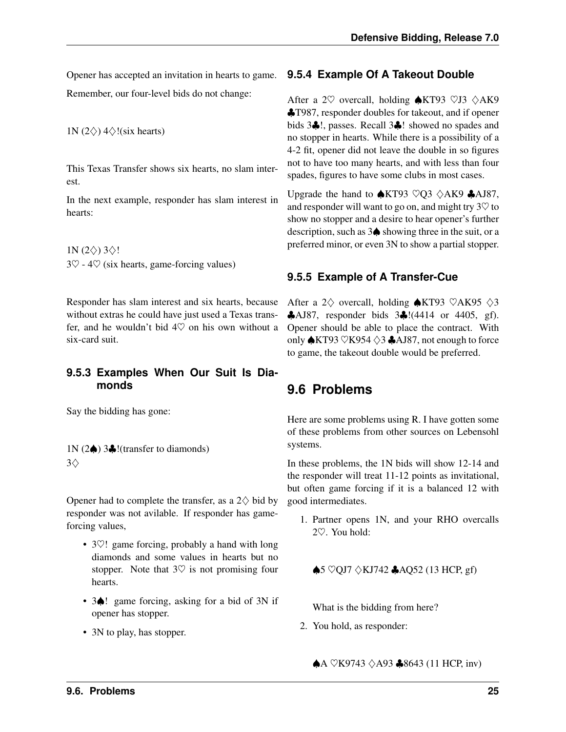Opener has accepted an invitation in hearts to game.

Remember, our four-level bids do not change:

1N (2♢) 4♢!(six hearts)

This Texas Transfer shows six hearts, no slam interest.

In the next example, responder has slam interest in hearts:

1N (2♢) 3♢!
3♡ - 4♡ (six hearts, game-forcing values)

Responder has slam interest and six hearts, because without extras he could have just used a Texas transfer, and he wouldn't bid 4♡ on his own without a six-card suit.

### 9.5.3 Examples When Our Suit Is Diamonds

Say the bidding has gone:

1N (2♠) 3♣!(transfer to diamonds)
3♢

Opener had to complete the transfer, as a 2♢ bid by responder was not avilable. If responder has game-forcing values,

- 3♡! game forcing, probably a hand with long diamonds and some values in hearts but no stopper. Note that 3♡ is not promising four hearts.
- 3♠! game forcing, asking for a bid of 3N if opener has stopper.
- 3N to play, has stopper.

### 9.5.4 Example Of A Takeout Double

After a 2♡ overcall, holding ♠KT93 ♡J3 ♢AK9 ♣T987, responder doubles for takeout, and if opener bids 3♣!, passes. Recall 3♣! showed no spades and no stopper in hearts. While there is a possibility of a 4-2 fit, opener did not leave the double in so figures not to have too many hearts, and with less than four spades, figures to have some clubs in most cases.

Upgrade the hand to ♠KT93 ♡Q3 ♢AK9 ♣AJ87, and responder will want to go on, and might try 3♡ to show no stopper and a desire to hear opener's further description, such as 3♠ showing three in the suit, or a preferred minor, or even 3N to show a partial stopper.

### 9.5.5 Example of A Transfer-Cue

After a 2♢ overcall, holding ♠KT93 ♡AK95 ♢3 ♣AJ87, responder bids 3♣!(4414 or 4405, gf). Opener should be able to place the contract. With only ♠KT93 ♡K954 ♢3 ♣AJ87, not enough to force to game, the takeout double would be preferred.

## 9.6 Problems

Here are some problems using R. I have gotten some of these problems from other sources on Lebensohl systems.

In these problems, the 1N bids will show 12-14 and the responder will treat 11-12 points as invitational, but often game forcing if it is a balanced 12 with good intermediates.

1. Partner opens 1N, and your RHO overcalls 2♡. You hold:

   ♠5 ♡QJ7 ♢KJ742 ♣AQ52 (13 HCP, gf)

   What is the bidding from here?

2. You hold, as responder:

   ♠A ♡K9743 ♢A93 ♣8643 (11 HCP, inv)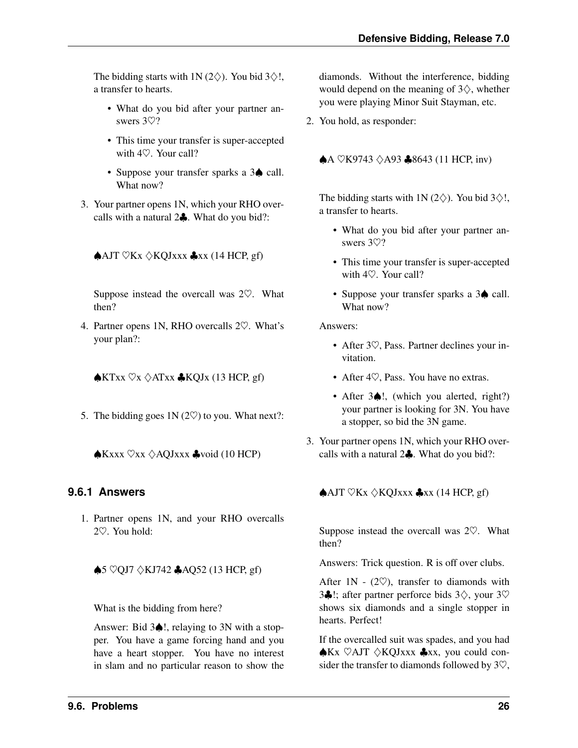The bidding starts with 1N (2♢). You bid 3♢!, a transfer to hearts.

- What do you bid after your partner answers 3♡?
- This time your transfer is super-accepted with 4♡. Your call?
- Suppose your transfer sparks a 3♠ call. What now?

3. Your partner opens 1N, which your RHO overcalls with a natural 2♣. What do you bid?:

   ♠AJT ♡Kx ♢KQJxxx ♣xx (14 HCP, gf)

   Suppose instead the overcall was 2♡. What then?

4. Partner opens 1N, RHO overcalls 2♡. What's your plan?:

   ♠KTxx ♡x ♢ATxx ♣KQJx (13 HCP, gf)

5. The bidding goes 1N (2♡) to you. What next?:

   ♠Kxxx ♡xx ♢AQJxxx ♣void (10 HCP)

### 9.6.1 Answers

1. Partner opens 1N, and your RHO overcalls 2♡. You hold:

   ♠5 ♡QJ7 ♢KJ742 ♣AQ52 (13 HCP, gf)

   What is the bidding from here?

   Answer: Bid 3♠!, relaying to 3N with a stopper. You have a game forcing hand and you have a heart stopper. You have no interest in slam and no particular reason to show the diamonds. Without the interference, bidding would depend on the meaning of 3♢, whether you were playing Minor Suit Stayman, etc.

2. You hold, as responder:

   ♠A ♡K9743 ♢A93 ♣8643 (11 HCP, inv)

   The bidding starts with 1N (2♢). You bid 3♢!, a transfer to hearts.

   - What do you bid after your partner answers 3♡?
   - This time your transfer is super-accepted with 4♡. Your call?
   - Suppose your transfer sparks a 3♠ call. What now?

   Answers:

   - After 3♡, Pass. Partner declines your invitation.
   - After 4♡, Pass. You have no extras.
   - After 3♠!, (which you alerted, right?) your partner is looking for 3N. You have a stopper, so bid the 3N game.

3. Your partner opens 1N, which your RHO overcalls with a natural 2♣. What do you bid?:

   ♠AJT ♡Kx ♢KQJxxx ♣xx (14 HCP, gf)

   Suppose instead the overcall was 2♡. What then?

   Answers: Trick question. R is off over clubs.

   After 1N - (2♡), transfer to diamonds with 3♣!; after partner perforce bids 3♢, your 3♡ shows six diamonds and a single stopper in hearts. Perfect!

   If the overcalled suit was spades, and you had ♠Kx ♡AJT ♢KQJxxx ♣xx, you could consider the transfer to diamonds followed by 3♡,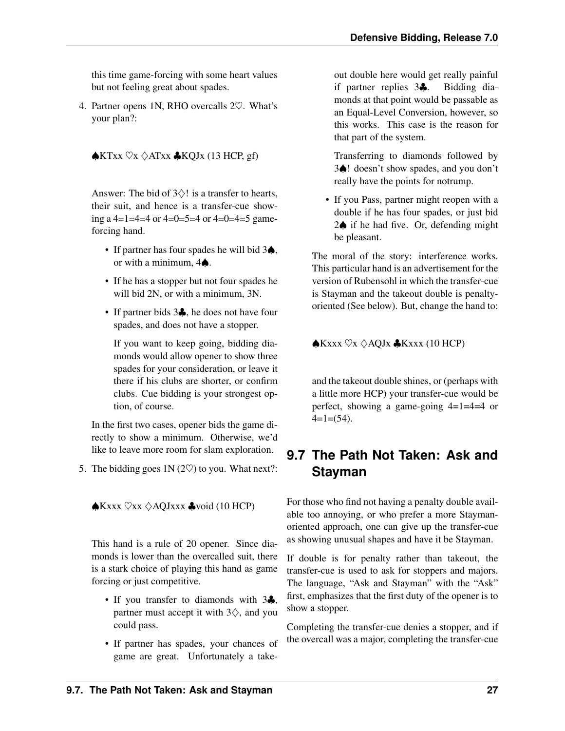this time game-forcing with some heart values but not feeling great about spades.

4. Partner opens 1N, RHO overcalls 2♡. What's your plan?:

   ♠KTxx ♡x ◇ATxx ♣KQJx (13 HCP, gf)

   Answer: The bid of 3◇! is a transfer to hearts, their suit, and hence is a transfer-cue showing a 4=1=4=4 or 4=0=5=4 or 4=0=4=5 game-forcing hand.

   - If partner has four spades he will bid 3♠, or with a minimum, 4♠.
   - If he has a stopper but not four spades he will bid 2N, or with a minimum, 3N.
   - If partner bids 3♣, he does not have four spades, and does not have a stopper.

     If you want to keep going, bidding diamonds would allow opener to show three spades for your consideration, or leave it there if his clubs are shorter, or confirm clubs. Cue bidding is your strongest option, of course.

   In the first two cases, opener bids the game directly to show a minimum. Otherwise, we'd like to leave more room for slam exploration.

5. The bidding goes 1N (2♡) to you. What next?:

   ♠Kxxx ♡xx ◇AQJxxx ♣void (10 HCP)

   This hand is a rule of 20 opener. Since diamonds is lower than the overcalled suit, there is a stark choice of playing this hand as game forcing or just competitive.

   - If you transfer to diamonds with 3♣, partner must accept it with 3◇, and you could pass.
   - If partner has spades, your chances of game are great. Unfortunately a takeout double here would get really painful if partner replies 3♣. Bidding diamonds at that point would be passable as an Equal-Level Conversion, however, so this works. This case is the reason for that part of the system.

     Transferring to diamonds followed by 3♠! doesn't show spades, and you don't really have the points for notrump.
   - If you Pass, partner might reopen with a double if he has four spades, or just bid 2♠ if he had five. Or, defending might be pleasant.

   The moral of the story: interference works. This particular hand is an advertisement for the version of Rubensohl in which the transfer-cue is Stayman and the takeout double is penalty-oriented (See below). But, change the hand to:

   ♠Kxxx ♡x ◇AQJx ♣Kxxx (10 HCP)

   and the takeout double shines, or (perhaps with a little more HCP) your transfer-cue would be perfect, showing a game-going 4=1=4=4 or 4=1=(54).

## 9.7 The Path Not Taken: Ask and Stayman

For those who find not having a penalty double available too annoying, or who prefer a more Stayman-oriented approach, one can give up the transfer-cue as showing unusual shapes and have it be Stayman.

If double is for penalty rather than takeout, the transfer-cue is used to ask for stoppers and majors. The language, "Ask and Stayman" with the "Ask" first, emphasizes that the first duty of the opener is to show a stopper.

Completing the transfer-cue denies a stopper, and if the overcall was a major, completing the transfer-cue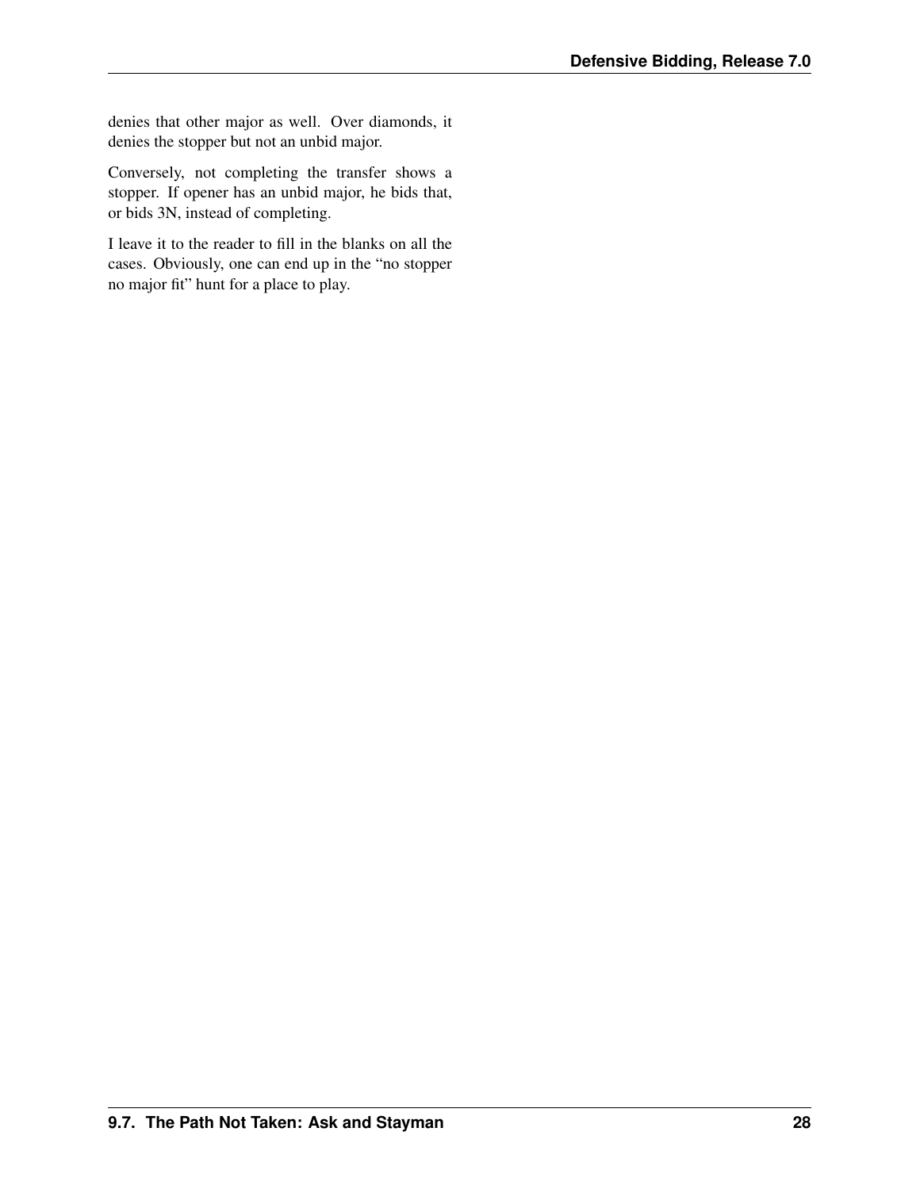denies that other major as well. Over diamonds, it denies the stopper but not an unbid major.

Conversely, not completing the transfer shows a stopper. If opener has an unbid major, he bids that, or bids 3N, instead of completing.

I leave it to the reader to fill in the blanks on all the cases. Obviously, one can end up in the "no stopper no major fit" hunt for a place to play.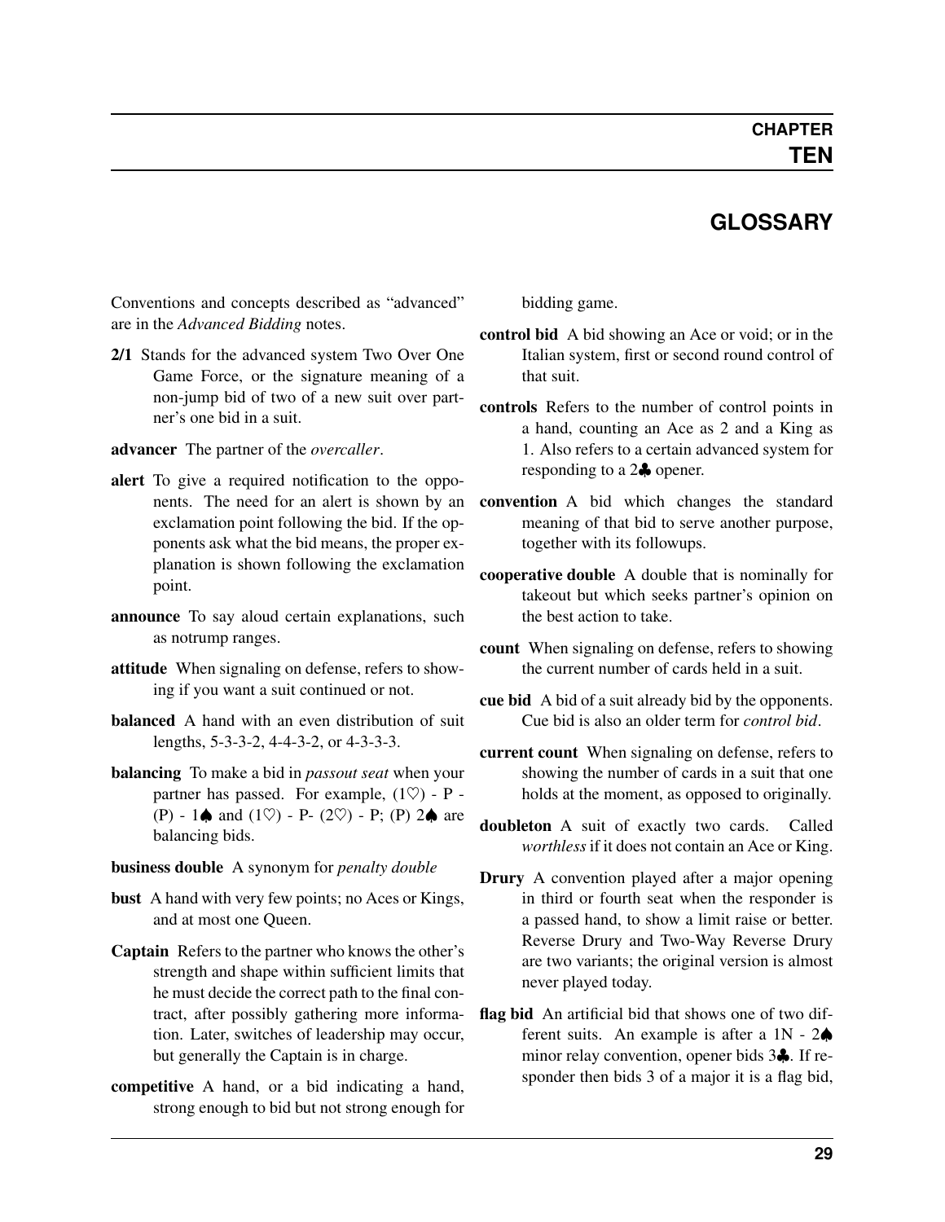# CHAPTER TEN

## GLOSSARY

Conventions and concepts described as "advanced" are in the *Advanced Bidding* notes.

**2/1** Stands for the advanced system Two Over One Game Force, or the signature meaning of a non-jump bid of two of a new suit over partner's one bid in a suit.

**advancer** The partner of the *overcaller*.

**alert** To give a required notification to the opponents. The need for an alert is shown by an exclamation point following the bid. If the opponents ask what the bid means, the proper explanation is shown following the exclamation point.

**announce** To say aloud certain explanations, such as notrump ranges.

**attitude** When signaling on defense, refers to showing if you want a suit continued or not.

**balanced** A hand with an even distribution of suit lengths, 5-3-3-2, 4-4-3-2, or 4-3-3-3.

**balancing** To make a bid in *passout seat* when your partner has passed. For example, (1♡) - P - (P) - 1♠ and (1♡) - P- (2♡) - P; (P) 2♠ are balancing bids.

**business double** A synonym for *penalty double*

**bust** A hand with very few points; no Aces or Kings, and at most one Queen.

**Captain** Refers to the partner who knows the other's strength and shape within sufficient limits that he must decide the correct path to the final contract, after possibly gathering more information. Later, switches of leadership may occur, but generally the Captain is in charge.

**competitive** A hand, or a bid indicating a hand, strong enough to bid but not strong enough for bidding game.

**control bid** A bid showing an Ace or void; or in the Italian system, first or second round control of that suit.

**controls** Refers to the number of control points in a hand, counting an Ace as 2 and a King as 1. Also refers to a certain advanced system for responding to a 2♣ opener.

**convention** A bid which changes the standard meaning of that bid to serve another purpose, together with its followups.

**cooperative double** A double that is nominally for takeout but which seeks partner's opinion on the best action to take.

**count** When signaling on defense, refers to showing the current number of cards held in a suit.

**cue bid** A bid of a suit already bid by the opponents. Cue bid is also an older term for *control bid*.

**current count** When signaling on defense, refers to showing the number of cards in a suit that one holds at the moment, as opposed to originally.

**doubleton** A suit of exactly two cards. Called *worthless* if it does not contain an Ace or King.

**Drury** A convention played after a major opening in third or fourth seat when the responder is a passed hand, to show a limit raise or better. Reverse Drury and Two-Way Reverse Drury are two variants; the original version is almost never played today.

**flag bid** An artificial bid that shows one of two different suits. An example is after a 1N - 2♠ minor relay convention, opener bids 3♣. If responder then bids 3 of a major it is a flag bid,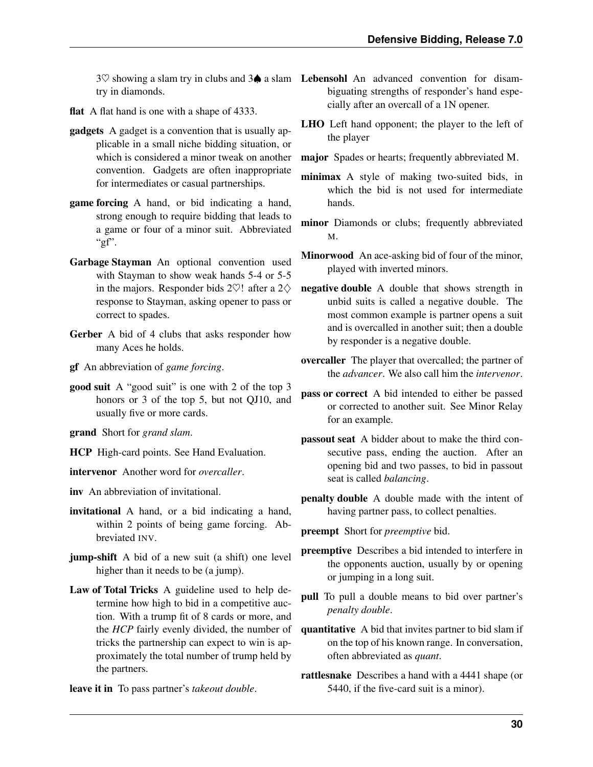3♡ showing a slam try in clubs and 3♠ a slam try in diamonds.

**flat** A flat hand is one with a shape of 4333.

**gadgets** A gadget is a convention that is usually applicable in a small niche bidding situation, or which is considered a minor tweak on another convention. Gadgets are often inappropriate for intermediates or casual partnerships.

**game forcing** A hand, or bid indicating a hand, strong enough to require bidding that leads to a game or four of a minor suit. Abbreviated "gf".

**Garbage Stayman** An optional convention used with Stayman to show weak hands 5-4 or 5-5 in the majors. Responder bids 2♡! after a 2♢ response to Stayman, asking opener to pass or correct to spades.

**Gerber** A bid of 4 clubs that asks responder how many Aces he holds.

**gf** An abbreviation of *game forcing*.

**good suit** A "good suit" is one with 2 of the top 3 honors or 3 of the top 5, but not QJ10, and usually five or more cards.

**grand** Short for *grand slam*.

**HCP** High-card points. See Hand Evaluation.

**intervenor** Another word for *overcaller*.

**inv** An abbreviation of invitational.

**invitational** A hand, or a bid indicating a hand, within 2 points of being game forcing. Abbreviated INV.

**jump-shift** A bid of a new suit (a shift) one level higher than it needs to be (a jump).

**Law of Total Tricks** A guideline used to help determine how high to bid in a competitive auction. With a trump fit of 8 cards or more, and the *HCP* fairly evenly divided, the number of tricks the partnership can expect to win is approximately the total number of trump held by the partners.

**leave it in** To pass partner's *takeout double*.

**Lebensohl** An advanced convention for disambiguating strengths of responder's hand especially after an overcall of a 1N opener.

**LHO** Left hand opponent; the player to the left of the player

**major** Spades or hearts; frequently abbreviated M.

**minimax** A style of making two-suited bids, in which the bid is not used for intermediate hands.

**minor** Diamonds or clubs; frequently abbreviated M.

**Minorwood** An ace-asking bid of four of the minor, played with inverted minors.

**negative double** A double that shows strength in unbid suits is called a negative double. The most common example is partner opens a suit and is overcalled in another suit; then a double by responder is a negative double.

**overcaller** The player that overcalled; the partner of the *advancer*. We also call him the *intervenor*.

**pass or correct** A bid intended to either be passed or corrected to another suit. See Minor Relay for an example.

**passout seat** A bidder about to make the third consecutive pass, ending the auction. After an opening bid and two passes, to bid in passout seat is called *balancing*.

**penalty double** A double made with the intent of having partner pass, to collect penalties.

**preempt** Short for *preemptive* bid.

**preemptive** Describes a bid intended to interfere in the opponents auction, usually by or opening or jumping in a long suit.

**pull** To pull a double means to bid over partner's *penalty double*.

**quantitative** A bid that invites partner to bid slam if on the top of his known range. In conversation, often abbreviated as *quant*.

**rattlesnake** Describes a hand with a 4441 shape (or 5440, if the five-card suit is a minor).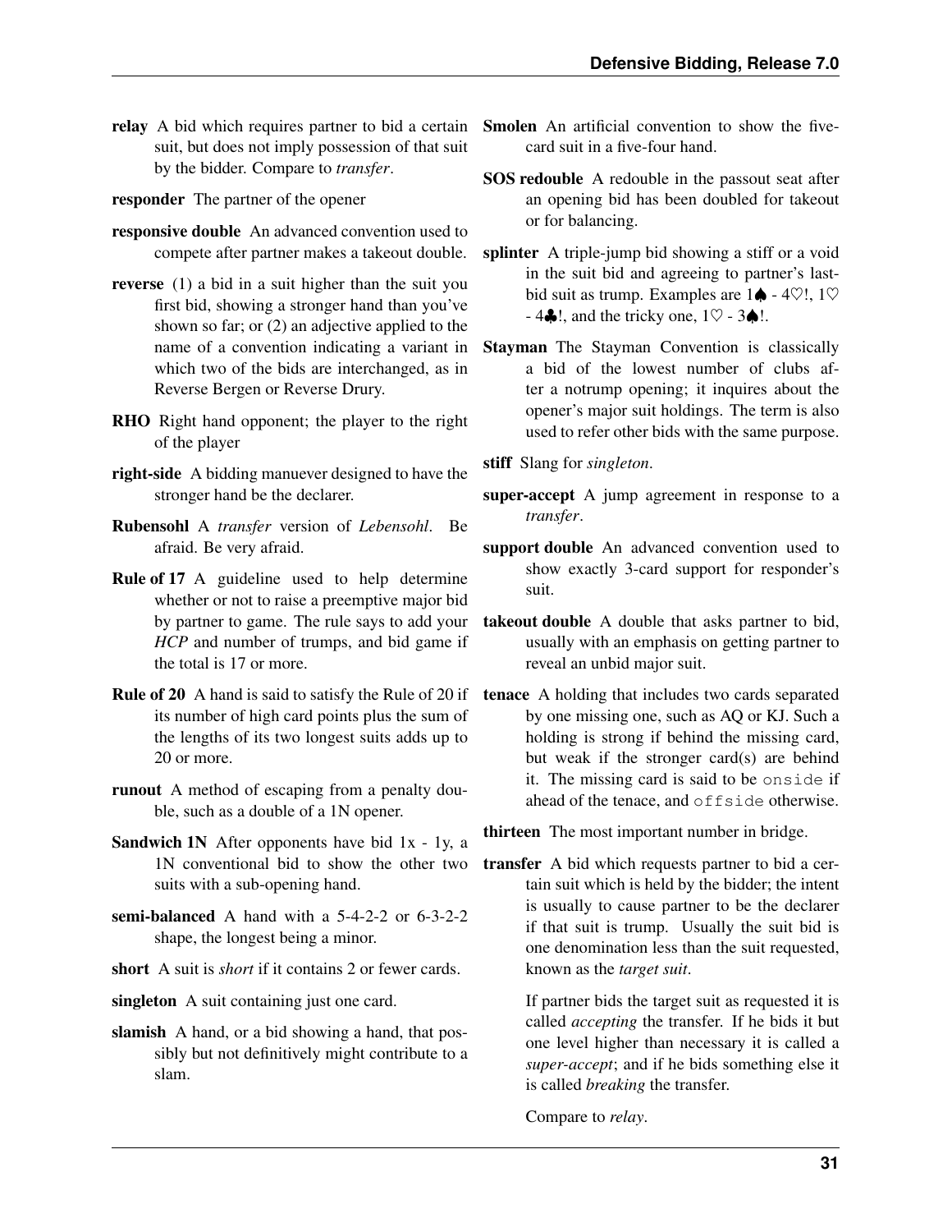**relay** A bid which requires partner to bid a certain suit, but does not imply possession of that suit by the bidder. Compare to *transfer*.

**responder** The partner of the opener

**responsive double** An advanced convention used to compete after partner makes a takeout double.

**reverse** (1) a bid in a suit higher than the suit you first bid, showing a stronger hand than you've shown so far; or (2) an adjective applied to the name of a convention indicating a variant in which two of the bids are interchanged, as in Reverse Bergen or Reverse Drury.

**RHO** Right hand opponent; the player to the right of the player

**right-side** A bidding manuever designed to have the stronger hand be the declarer.

**Rubensohl** A *transfer* version of *Lebensohl*. Be afraid. Be very afraid.

**Rule of 17** A guideline used to help determine whether or not to raise a preemptive major bid by partner to game. The rule says to add your *HCP* and number of trumps, and bid game if the total is 17 or more.

**Rule of 20** A hand is said to satisfy the Rule of 20 if its number of high card points plus the sum of the lengths of its two longest suits adds up to 20 or more.

**runout** A method of escaping from a penalty double, such as a double of a 1N opener.

**Sandwich 1N** After opponents have bid 1x - 1y, a 1N conventional bid to show the other two suits with a sub-opening hand.

**semi-balanced** A hand with a 5-4-2-2 or 6-3-2-2 shape, the longest being a minor.

**short** A suit is *short* if it contains 2 or fewer cards.

**singleton** A suit containing just one card.

**slamish** A hand, or a bid showing a hand, that possibly but not definitively might contribute to a slam.

**Smolen** An artificial convention to show the five-card suit in a five-four hand.

**SOS redouble** A redouble in the passout seat after an opening bid has been doubled for takeout or for balancing.

**splinter** A triple-jump bid showing a stiff or a void in the suit bid and agreeing to partner's last-bid suit as trump. Examples are 1♠ - 4♡!, 1♡ - 4♣!, and the tricky one, 1♡ - 3♠!.

**Stayman** The Stayman Convention is classically a bid of the lowest number of clubs after a notrump opening; it inquires about the opener's major suit holdings. The term is also used to refer other bids with the same purpose.

**stiff** Slang for *singleton*.

**super-accept** A jump agreement in response to a *transfer*.

**support double** An advanced convention used to show exactly 3-card support for responder's suit.

**takeout double** A double that asks partner to bid, usually with an emphasis on getting partner to reveal an unbid major suit.

**tenace** A holding that includes two cards separated by one missing one, such as AQ or KJ. Such a holding is strong if behind the missing card, but weak if the stronger card(s) are behind it. The missing card is said to be `onside` if ahead of the tenace, and `offside` otherwise.

**thirteen** The most important number in bridge.

**transfer** A bid which requests partner to bid a certain suit which is held by the bidder; the intent is usually to cause partner to be the declarer if that suit is trump. Usually the suit bid is one denomination less than the suit requested, known as the *target suit*.

If partner bids the target suit as requested it is called *accepting* the transfer. If he bids it but one level higher than necessary it is called a *super-accept*; and if he bids something else it is called *breaking* the transfer.

Compare to *relay*.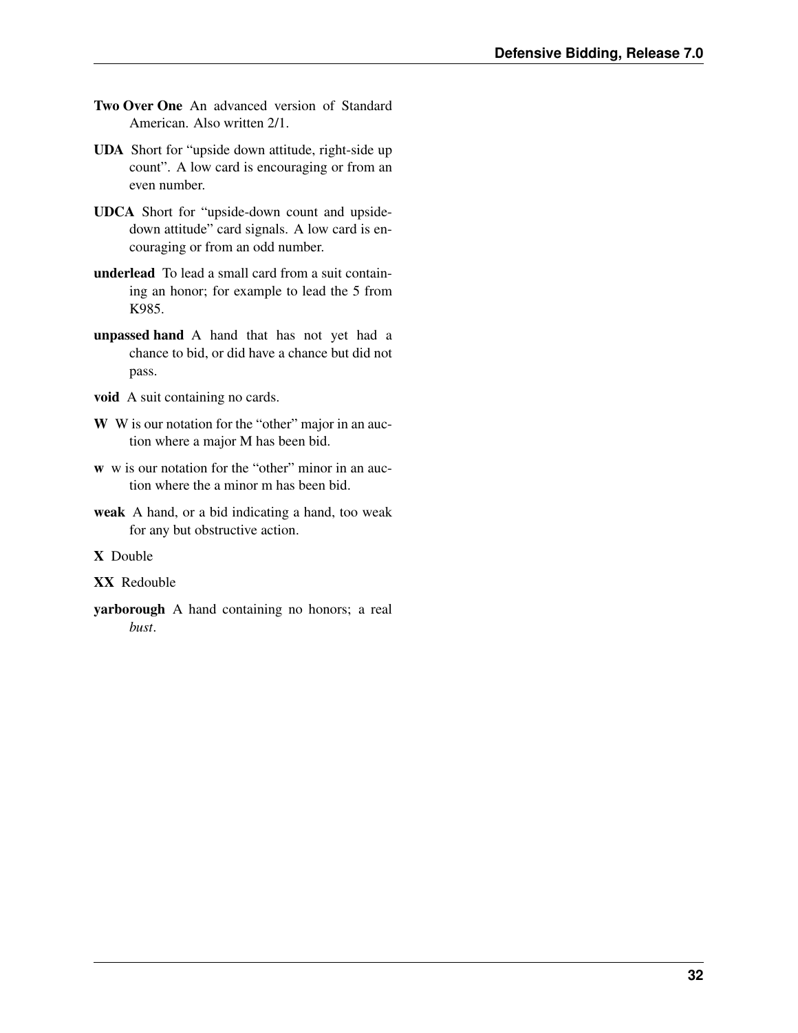**Two Over One** An advanced version of Standard American. Also written 2/1.

**UDA** Short for "upside down attitude, right-side up count". A low card is encouraging or from an even number.

**UDCA** Short for "upside-down count and upside-down attitude" card signals. A low card is encouraging or from an odd number.

**underlead** To lead a small card from a suit containing an honor; for example to lead the 5 from K985.

**unpassed hand** A hand that has not yet had a chance to bid, or did have a chance but did not pass.

**void** A suit containing no cards.

**W** W is our notation for the "other" major in an auction where a major M has been bid.

**w** w is our notation for the "other" minor in an auction where the a minor m has been bid.

**weak** A hand, or a bid indicating a hand, too weak for any but obstructive action.

**X** Double

**XX** Redouble

**yarborough** A hand containing no honors; a real *bust*.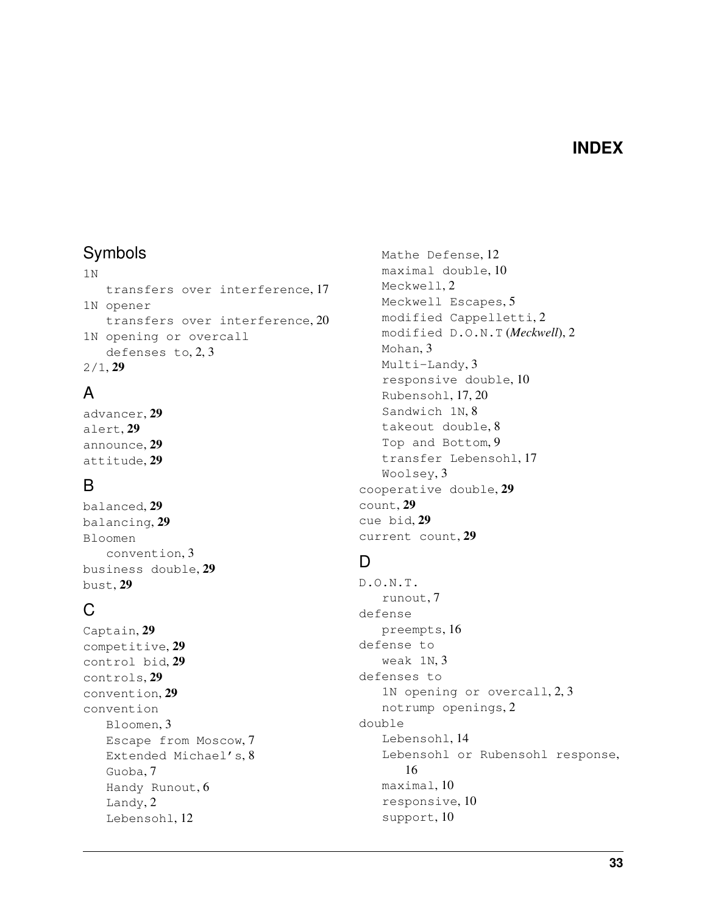# INDEX

## Symbols

1N
- transfers over interference, 17

1N opener
- transfers over interference, 20

1N opening or overcall
- defenses to, 2, 3

2/1, **29**

## A

advancer, **29**
alert, **29**
announce, **29**
attitude, **29**

## B

balanced, **29**
balancing, **29**
Bloomen
- convention, 3

business double, **29**
bust, **29**

## C

Captain, **29**
competitive, **29**
control bid, **29**
controls, **29**
convention, **29**
convention
- Bloomen, 3
- Escape from Moscow, 7
- Extended Michael's, 8
- Guoba, 7
- Handy Runout, 6
- Landy, 2
- Lebensohl, 12
- Mathe Defense, 12
- maximal double, 10
- Meckwell, 2
- Meckwell Escapes, 5
- modified Cappelletti, 2
- modified D.O.N.T (*Meckwell*), 2
- Mohan, 3
- Multi-Landy, 3
- responsive double, 10
- Rubensohl, 17, 20
- Sandwich 1N, 8
- takeout double, 8
- Top and Bottom, 9
- transfer Lebensohl, 17
- Woolsey, 3

cooperative double, **29**
count, **29**
cue bid, **29**
current count, **29**

## D

D.O.N.T.
- runout, 7

defense
- preempts, 16

defense to
- weak 1N, 3

defenses to
- 1N opening or overcall, 2, 3
- notrump openings, 2

double
- Lebensohl, 14
- Lebensohl or Rubensohl response, 16
- maximal, 10
- responsive, 10
- support, 10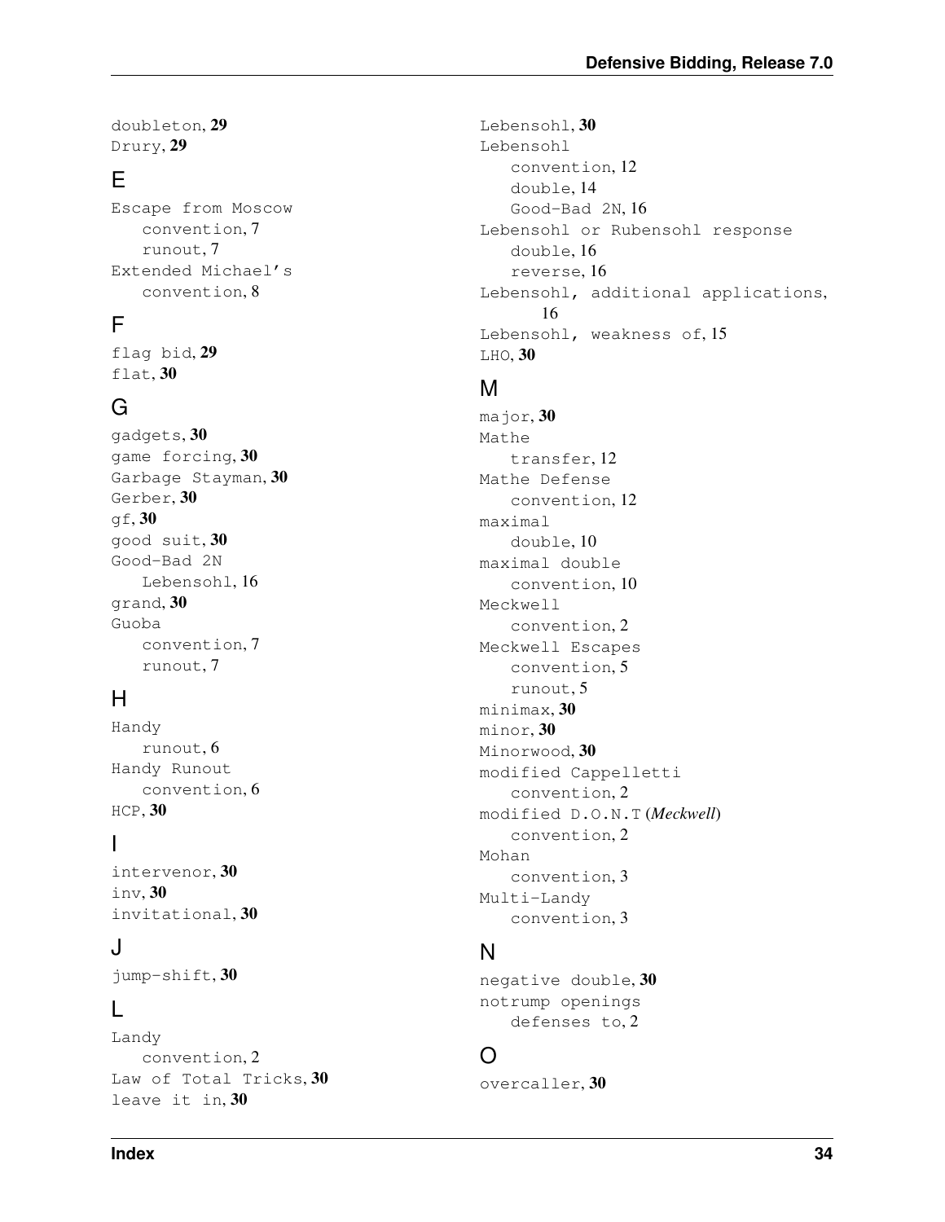doubleton, **29**
Drury, **29**

## E

Escape from Moscow
  convention, 7
  runout, 7
Extended Michael's
  convention, 8

## F

flag bid, **29**
flat, **30**

## G

gadgets, **30**
game forcing, **30**
Garbage Stayman, **30**
Gerber, **30**
gf, **30**
good suit, **30**
Good-Bad 2N
  Lebensohl, 16
grand, **30**
Guoba
  convention, 7
  runout, 7

## H

Handy
  runout, 6
Handy Runout
  convention, 6
HCP, **30**

## I

intervenor, **30**
inv, **30**
invitational, **30**

## J

jump-shift, **30**

## L

Landy
  convention, 2
Law of Total Tricks, **30**
leave it in, **30**
Lebensohl, **30**
Lebensohl
  convention, 12
  double, 14
  Good-Bad 2N, 16
Lebensohl or Rubensohl response
  double, 16
  reverse, 16
Lebensohl, additional applications, 16
Lebensohl, weakness of, 15
LHO, **30**

## M

major, **30**
Mathe
  transfer, 12
Mathe Defense
  convention, 12
maximal
  double, 10
maximal double
  convention, 10
Meckwell
  convention, 2
Meckwell Escapes
  convention, 5
  runout, 5
minimax, **30**
minor, **30**
Minorwood, **30**
modified Cappelletti
  convention, 2
modified D.O.N.T (*Meckwell*)
  convention, 2
Mohan
  convention, 3
Multi-Landy
  convention, 3

## N

negative double, **30**
notrump openings
  defenses to, 2

## O

overcaller, **30**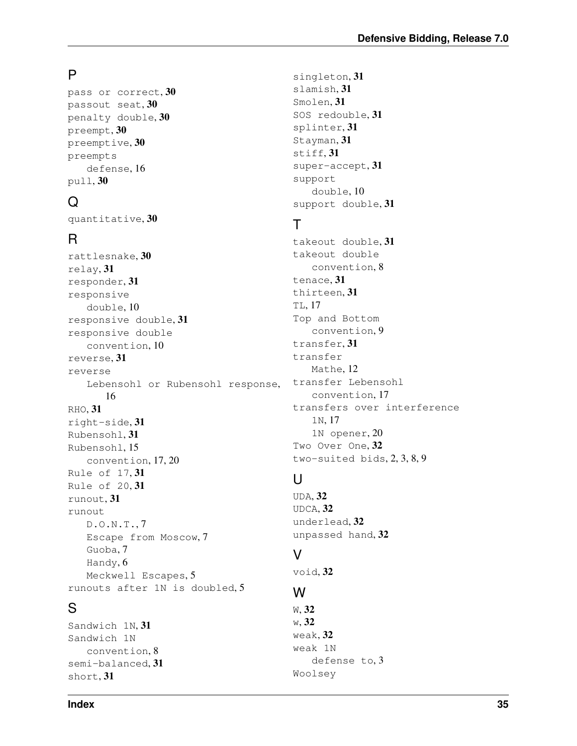## P

pass or correct, **30**
passout seat, **30**
penalty double, **30**
preempt, **30**
preemptive, **30**
preempts
  defense, 16
pull, **30**

## Q

quantitative, **30**

## R

rattlesnake, **30**
relay, **31**
responder, **31**
responsive
  double, 10
responsive double, **31**
responsive double
  convention, 10
reverse, **31**
reverse
  Lebensohl or Rubensohl response, 16
RHO, **31**
right-side, **31**
Rubensohl, **31**
Rubensohl, 15
  convention, 17, 20
Rule of 17, **31**
Rule of 20, **31**
runout, **31**
runout
  D.O.N.T., 7
  Escape from Moscow, 7
  Guoba, 7
  Handy, 6
  Meckwell Escapes, 5
runouts after 1N is doubled, 5

## S

Sandwich 1N, **31**
Sandwich 1N
  convention, 8
semi-balanced, **31**
short, **31**
singleton, **31**
slamish, **31**
Smolen, **31**
SOS redouble, **31**
splinter, **31**
Stayman, **31**
stiff, **31**
super-accept, **31**
support
  double, 10
support double, **31**

## T

takeout double, **31**
takeout double
  convention, 8
tenace, **31**
thirteen, **31**
TL, 17
Top and Bottom
  convention, 9
transfer, **31**
transfer
  Mathe, 12
transfer Lebensohl
  convention, 17
transfers over interference
  1N, 17
  1N opener, 20
Two Over One, **32**
two-suited bids, 2, 3, 8, 9

## U

UDA, **32**
UDCA, **32**
underlead, **32**
unpassed hand, **32**

## V

void, **32**

## W

W, **32**
w, **32**
weak, **32**
weak 1N
  defense to, 3
Woolsey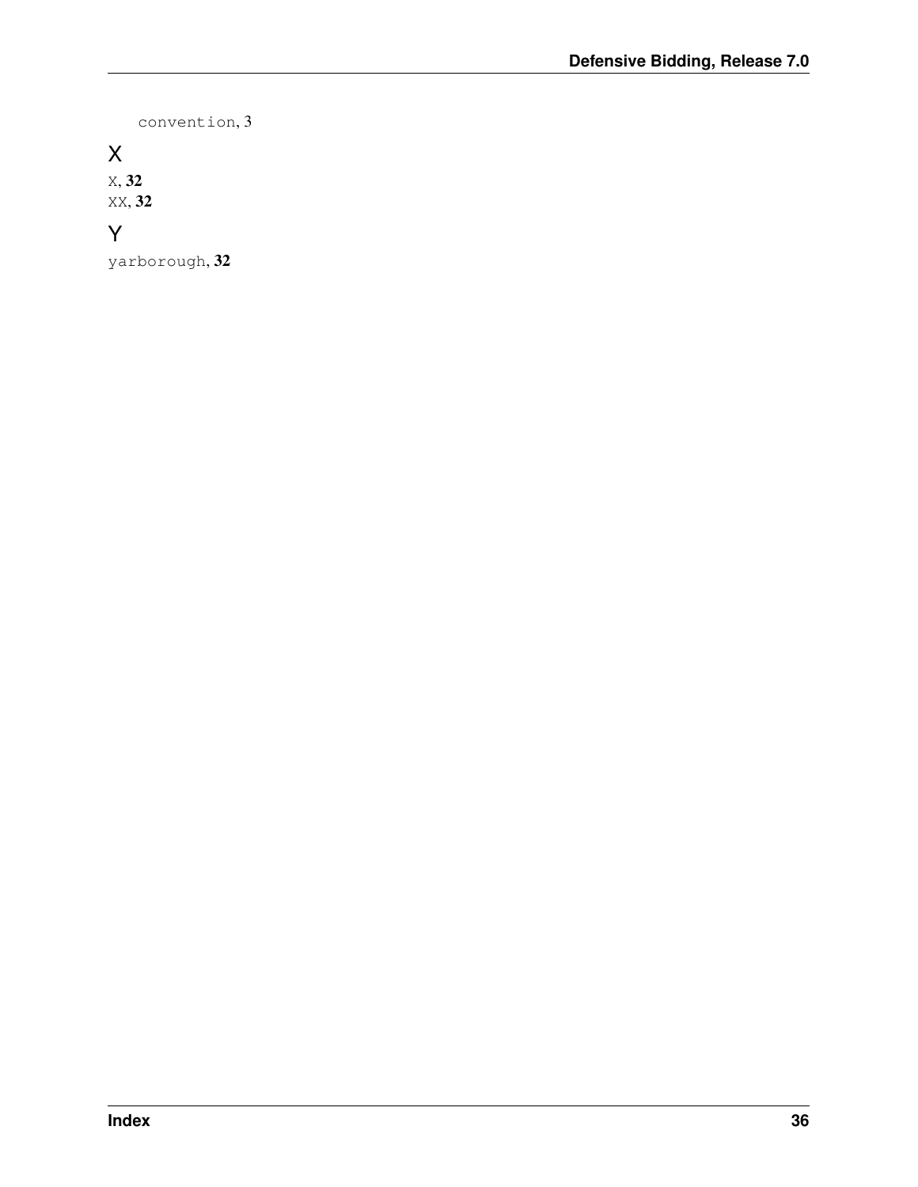convention, 3

## X

X, **32**

XX, **32**

## Y

yarborough, **32**